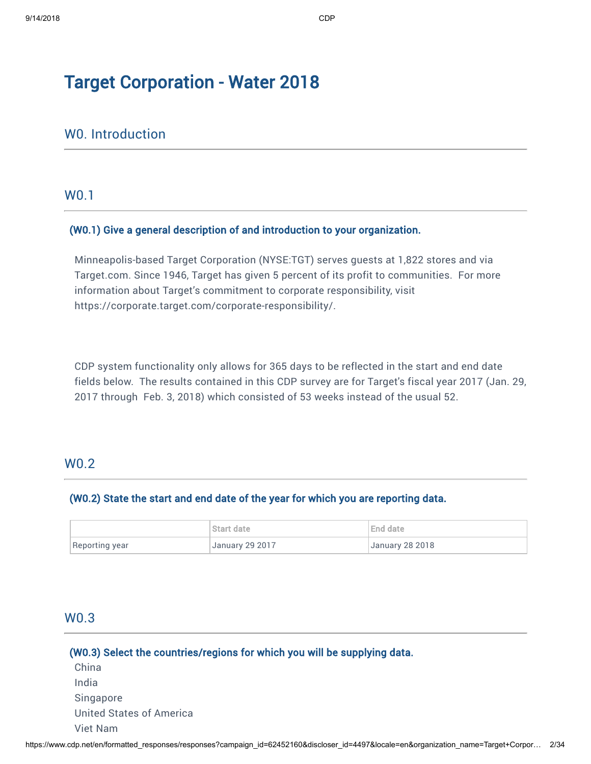# Target Corporation - Water 2018

## W0. Introduction

### W0.1

**(W0.1) Give a general description of and introduction to your organization.**

Minneapolis-based Target Corporation (NYSE:TGT) serves guests at 1,822 stores and via Target.com. Since 1946, Target has given 5 percent of its profit to communities. For more information about Target's commitment to corporate responsibility, visit https://corporate.target.com/corporate-responsibility/.

CDP system functionality only allows for 365 days to be reflected in the start and end date fields below. The results contained in this CDP survey are for Target's fiscal year 2017 (Jan. 29, 2017 through Feb. 3, 2018) which consisted of 53 weeks instead of the usual 52.

### W0.2

**(W0.2) State the start and end date of the year for which you are reporting data.**

| | Start date | End date |
|---|---|---|
| Reporting year | January 29 2017 | January 28 2018 |

### W0.3

**(W0.3) Select the countries/regions for which you will be supplying data.**

China
India
Singapore
United States of America
Viet Nam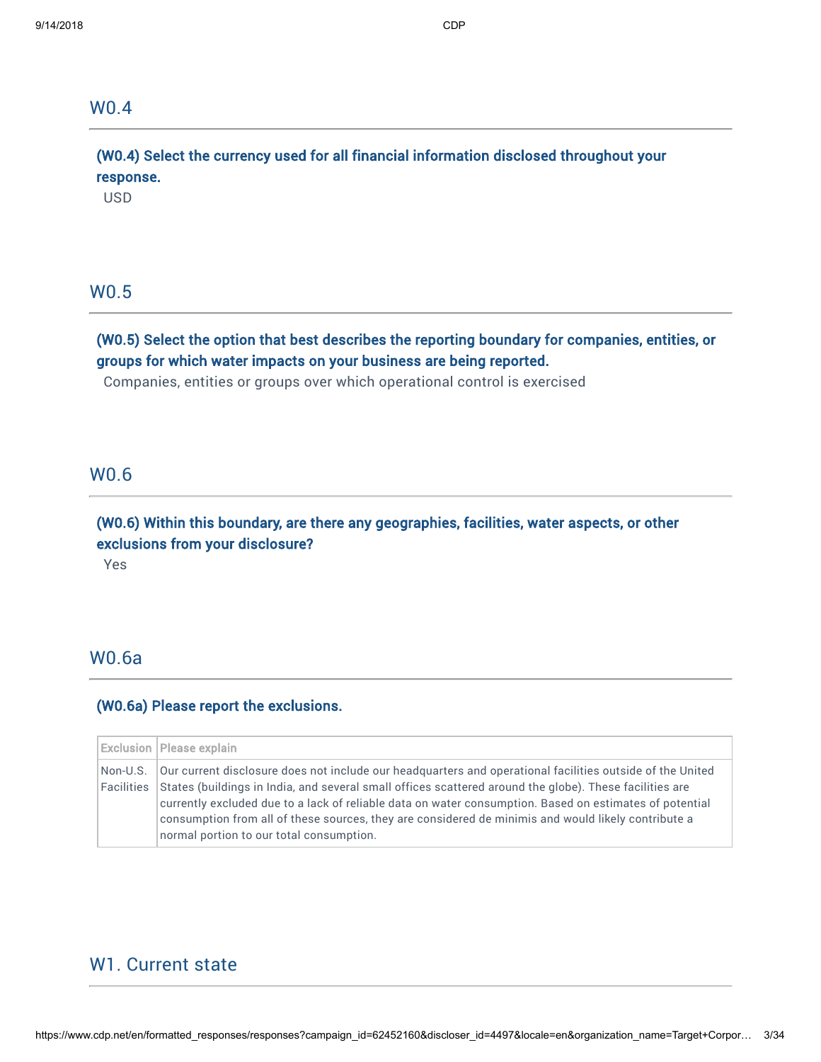## W0.4

**(W0.4) Select the currency used for all financial information disclosed throughout your response.**

USD

## W0.5

**(W0.5) Select the option that best describes the reporting boundary for companies, entities, or groups for which water impacts on your business are being reported.**

Companies, entities or groups over which operational control is exercised

## W0.6

**(W0.6) Within this boundary, are there any geographies, facilities, water aspects, or other exclusions from your disclosure?**

Yes

## W0.6a

**(W0.6a) Please report the exclusions.**

| Exclusion | Please explain |
| --- | --- |
| Non-U.S. Facilities | Our current disclosure does not include our headquarters and operational facilities outside of the United States (buildings in India, and several small offices scattered around the globe). These facilities are currently excluded due to a lack of reliable data on water consumption. Based on estimates of potential consumption from all of these sources, they are considered de minimis and would likely contribute a normal portion to our total consumption. |

# W1. Current state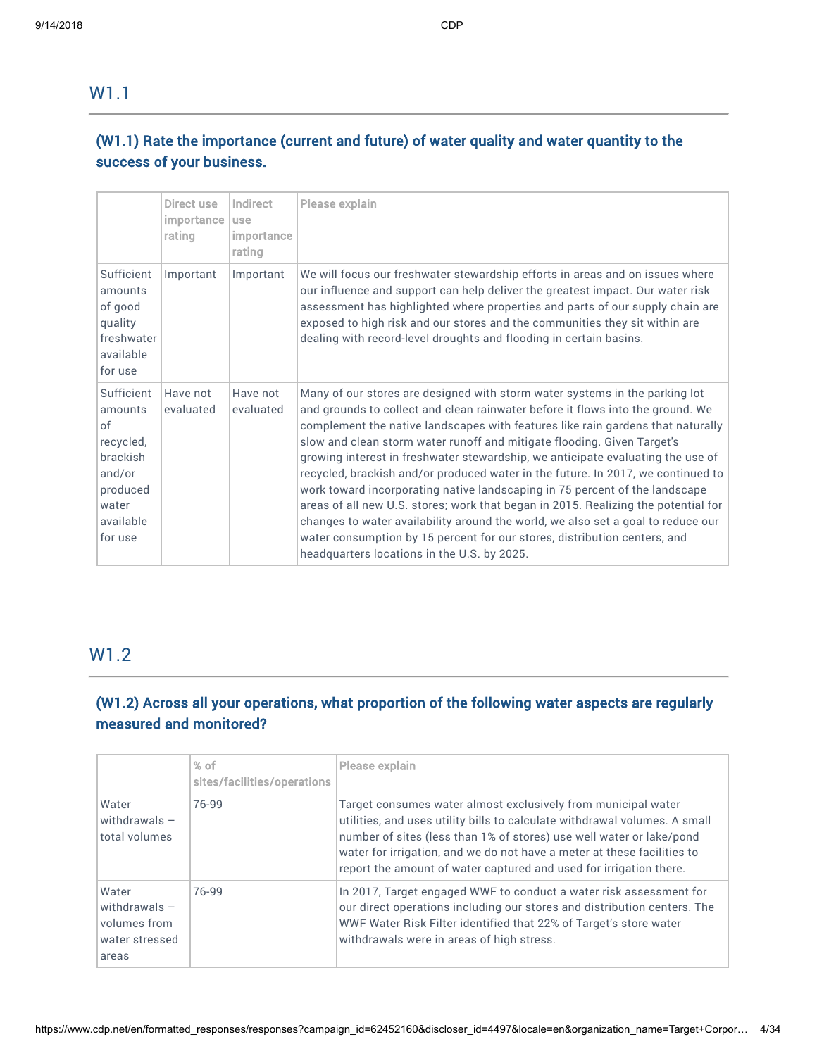## W1.1

### (W1.1) Rate the importance (current and future) of water quality and water quantity to the success of your business.

| | Direct use importance rating | Indirect use importance rating | Please explain |
|---|---|---|---|
| Sufficient amounts of good quality freshwater available for use | Important | Important | We will focus our freshwater stewardship efforts in areas and on issues where our influence and support can help deliver the greatest impact. Our water risk assessment has highlighted where properties and parts of our supply chain are exposed to high risk and our stores and the communities they sit within are dealing with record-level droughts and flooding in certain basins. |
| Sufficient amounts of recycled, brackish and/or produced water available for use | Have not evaluated | Have not evaluated | Many of our stores are designed with storm water systems in the parking lot and grounds to collect and clean rainwater before it flows into the ground. We complement the native landscapes with features like rain gardens that naturally slow and clean storm water runoff and mitigate flooding. Given Target's growing interest in freshwater stewardship, we anticipate evaluating the use of recycled, brackish and/or produced water in the future. In 2017, we continued to work toward incorporating native landscaping in 75 percent of the landscape areas of all new U.S. stores; work that began in 2015. Realizing the potential for changes to water availability around the world, we also set a goal to reduce our water consumption by 15 percent for our stores, distribution centers, and headquarters locations in the U.S. by 2025. |

## W1.2

### (W1.2) Across all your operations, what proportion of the following water aspects are regularly measured and monitored?

| | % of sites/facilities/operations | Please explain |
|---|---|---|
| Water withdrawals – total volumes | 76-99 | Target consumes water almost exclusively from municipal water utilities, and uses utility bills to calculate withdrawal volumes. A small number of sites (less than 1% of stores) use well water or lake/pond water for irrigation, and we do not have a meter at these facilities to report the amount of water captured and used for irrigation there. |
| Water withdrawals – volumes from water stressed areas | 76-99 | In 2017, Target engaged WWF to conduct a water risk assessment for our direct operations including our stores and distribution centers. The WWF Water Risk Filter identified that 22% of Target's store water withdrawals were in areas of high stress. |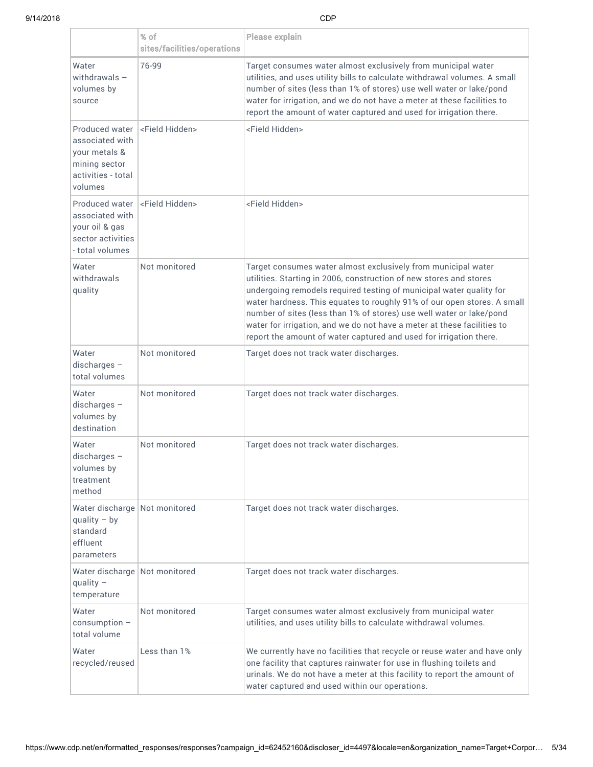| | % of sites/facilities/operations | Please explain |
|---|---|---|
| Water withdrawals – volumes by source | 76-99 | Target consumes water almost exclusively from municipal water utilities, and uses utility bills to calculate withdrawal volumes. A small number of sites (less than 1% of stores) use well water or lake/pond water for irrigation, and we do not have a meter at these facilities to report the amount of water captured and used for irrigation there. |
| Produced water associated with your metals & mining sector activities - total volumes | <Field Hidden> | <Field Hidden> |
| Produced water associated with your oil & gas sector activities - total volumes | <Field Hidden> | <Field Hidden> |
| Water withdrawals quality | Not monitored | Target consumes water almost exclusively from municipal water utilities. Starting in 2006, construction of new stores and stores undergoing remodels required testing of municipal water quality for water hardness. This equates to roughly 91% of our open stores. A small number of sites (less than 1% of stores) use well water or lake/pond water for irrigation, and we do not have a meter at these facilities to report the amount of water captured and used for irrigation there. |
| Water discharges – total volumes | Not monitored | Target does not track water discharges. |
| Water discharges – volumes by destination | Not monitored | Target does not track water discharges. |
| Water discharges – volumes by treatment method | Not monitored | Target does not track water discharges. |
| Water discharge quality – by standard effluent parameters | Not monitored | Target does not track water discharges. |
| Water discharge quality – temperature | Not monitored | Target does not track water discharges. |
| Water consumption – total volume | Not monitored | Target consumes water almost exclusively from municipal water utilities, and uses utility bills to calculate withdrawal volumes. |
| Water recycled/reused | Less than 1% | We currently have no facilities that recycle or reuse water and have only one facility that captures rainwater for use in flushing toilets and urinals. We do not have a meter at this facility to report the amount of water captured and used within our operations. |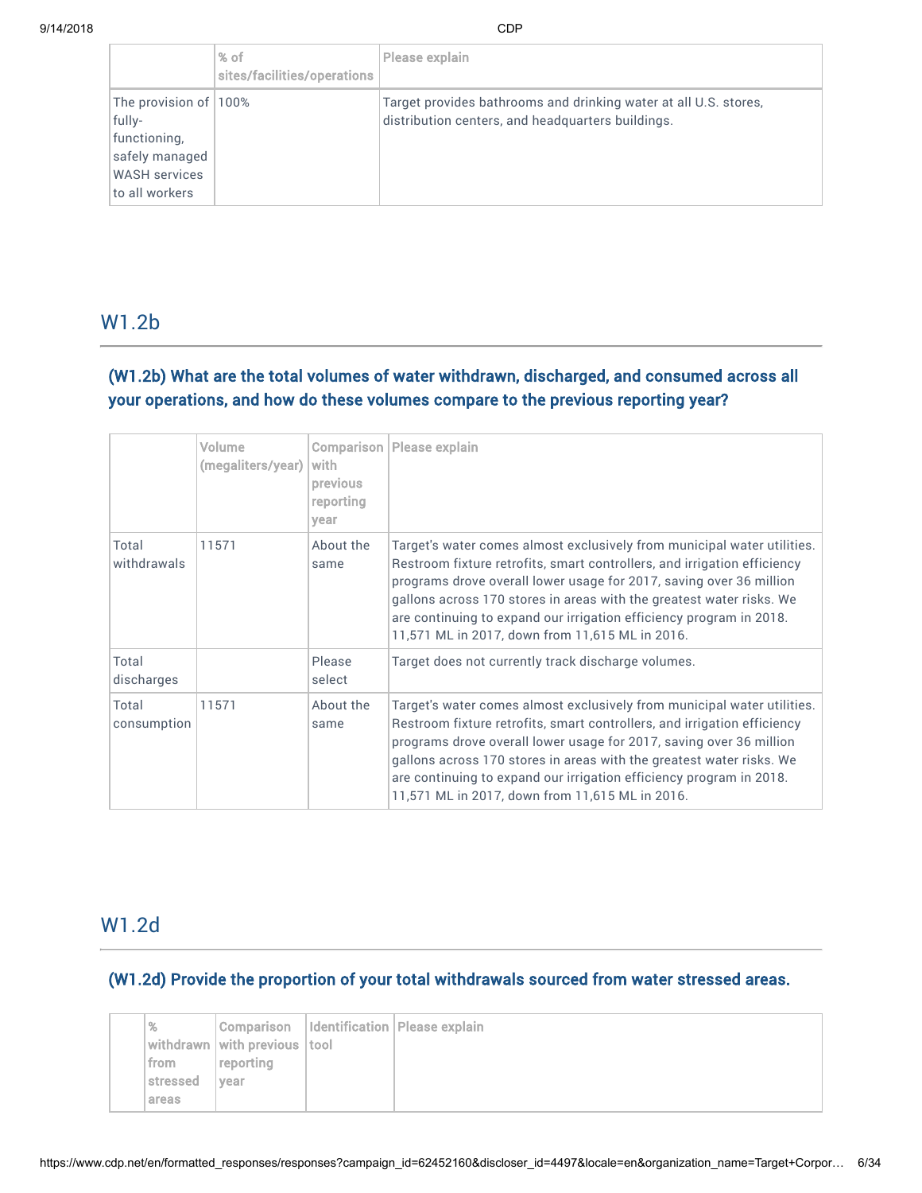| | % of sites/facilities/operations | Please explain |
|---|---|---|
| The provision of fully-functioning, safely managed WASH services to all workers | 100% | Target provides bathrooms and drinking water at all U.S. stores, distribution centers, and headquarters buildings. |

## W1.2b

### (W1.2b) What are the total volumes of water withdrawn, discharged, and consumed across all your operations, and how do these volumes compare to the previous reporting year?

| | Volume (megaliters/year) | Comparison with previous reporting year | Please explain |
|---|---|---|---|
| Total withdrawals | 11571 | About the same | Target's water comes almost exclusively from municipal water utilities. Restroom fixture retrofits, smart controllers, and irrigation efficiency programs drove overall lower usage for 2017, saving over 36 million gallons across 170 stores in areas with the greatest water risks. We are continuing to expand our irrigation efficiency program in 2018. 11,571 ML in 2017, down from 11,615 ML in 2016. |
| Total discharges | | Please select | Target does not currently track discharge volumes. |
| Total consumption | 11571 | About the same | Target's water comes almost exclusively from municipal water utilities. Restroom fixture retrofits, smart controllers, and irrigation efficiency programs drove overall lower usage for 2017, saving over 36 million gallons across 170 stores in areas with the greatest water risks. We are continuing to expand our irrigation efficiency program in 2018. 11,571 ML in 2017, down from 11,615 ML in 2016. |

## W1.2d

### (W1.2d) Provide the proportion of your total withdrawals sourced from water stressed areas.

| | % withdrawn from stressed areas | Comparison with previous reporting year | Identification tool | Please explain |
|---|---|---|---|---|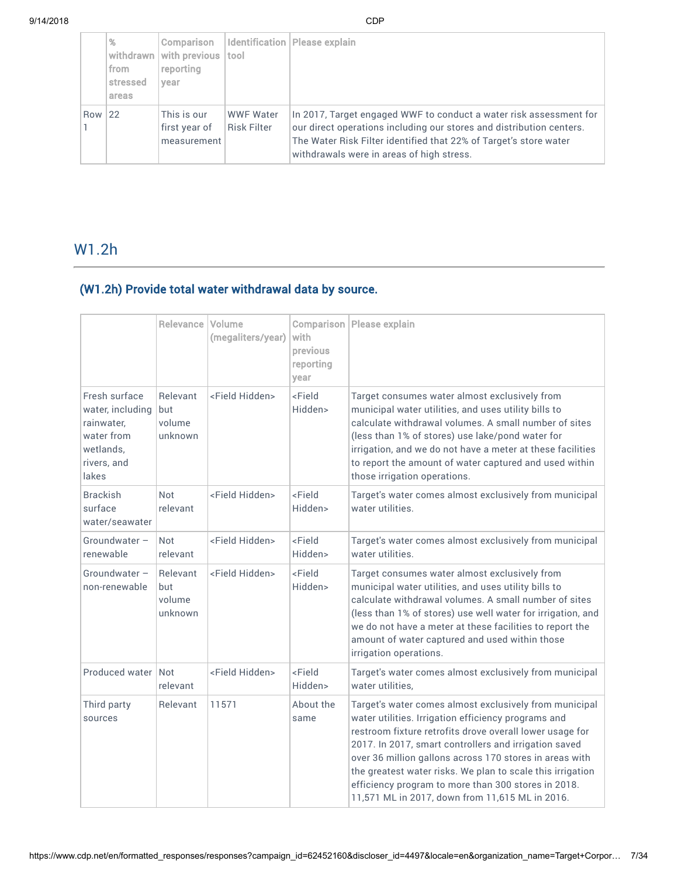| | % withdrawn from stressed areas | Comparison with previous reporting year | Identification tool | Please explain |
|---|---|---|---|---|
| Row 1 | 22 | This is our first year of measurement | WWF Water Risk Filter | In 2017, Target engaged WWF to conduct a water risk assessment for our direct operations including our stores and distribution centers. The Water Risk Filter identified that 22% of Target's store water withdrawals were in areas of high stress. |

## W1.2h

### (W1.2h) Provide total water withdrawal data by source.

| | Relevance | Volume (megaliters/year) | Comparison with previous reporting year | Please explain |
|---|---|---|---|---|
| Fresh surface water, including rainwater, water from wetlands, rivers, and lakes | Relevant but volume unknown | <Field Hidden> | <Field Hidden> | Target consumes water almost exclusively from municipal water utilities, and uses utility bills to calculate withdrawal volumes. A small number of sites (less than 1% of stores) use lake/pond water for irrigation, and we do not have a meter at these facilities to report the amount of water captured and used within those irrigation operations. |
| Brackish surface water/seawater | Not relevant | <Field Hidden> | <Field Hidden> | Target's water comes almost exclusively from municipal water utilities. |
| Groundwater – renewable | Not relevant | <Field Hidden> | <Field Hidden> | Target's water comes almost exclusively from municipal water utilities. |
| Groundwater – non-renewable | Relevant but volume unknown | <Field Hidden> | <Field Hidden> | Target consumes water almost exclusively from municipal water utilities, and uses utility bills to calculate withdrawal volumes. A small number of sites (less than 1% of stores) use well water for irrigation, and we do not have a meter at these facilities to report the amount of water captured and used within those irrigation operations. |
| Produced water | Not relevant | <Field Hidden> | <Field Hidden> | Target's water comes almost exclusively from municipal water utilities, |
| Third party sources | Relevant | 11571 | About the same | Target's water comes almost exclusively from municipal water utilities. Irrigation efficiency programs and restroom fixture retrofits drove overall lower usage for 2017. In 2017, smart controllers and irrigation saved over 36 million gallons across 170 stores in areas with the greatest water risks. We plan to scale this irrigation efficiency program to more than 300 stores in 2018. 11,571 ML in 2017, down from 11,615 ML in 2016. |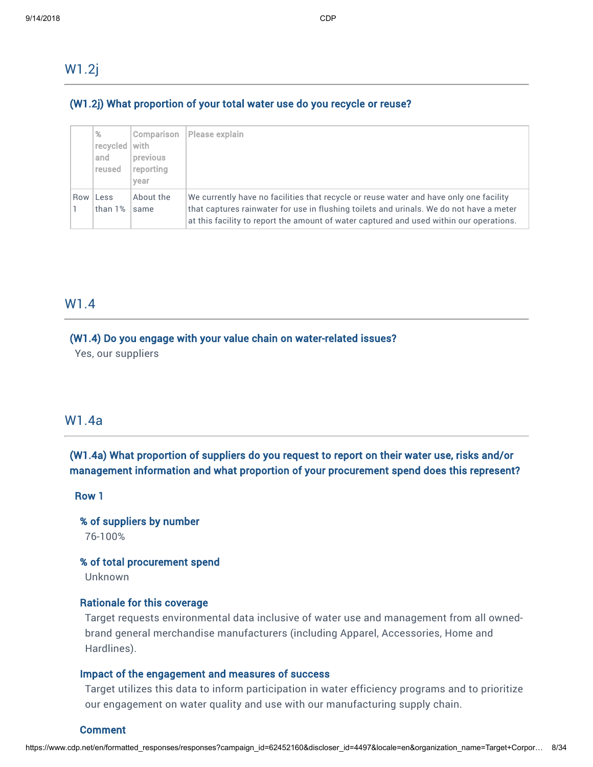## W1.2j

### (W1.2j) What proportion of your total water use do you recycle or reuse?

| | % recycled and reused | Comparison with previous reporting year | Please explain |
|---|---|---|---|
| Row 1 | Less than 1% | About the same | We currently have no facilities that recycle or reuse water and have only one facility that captures rainwater for use in flushing toilets and urinals. We do not have a meter at this facility to report the amount of water captured and used within our operations. |

## W1.4

### (W1.4) Do you engage with your value chain on water-related issues?

Yes, our suppliers

## W1.4a

### (W1.4a) What proportion of suppliers do you request to report on their water use, risks and/or management information and what proportion of your procurement spend does this represent?

**Row 1**

**% of suppliers by number**

76-100%

**% of total procurement spend**

Unknown

**Rationale for this coverage**

Target requests environmental data inclusive of water use and management from all owned-brand general merchandise manufacturers (including Apparel, Accessories, Home and Hardlines).

**Impact of the engagement and measures of success**

Target utilizes this data to inform participation in water efficiency programs and to prioritize our engagement on water quality and use with our manufacturing supply chain.

**Comment**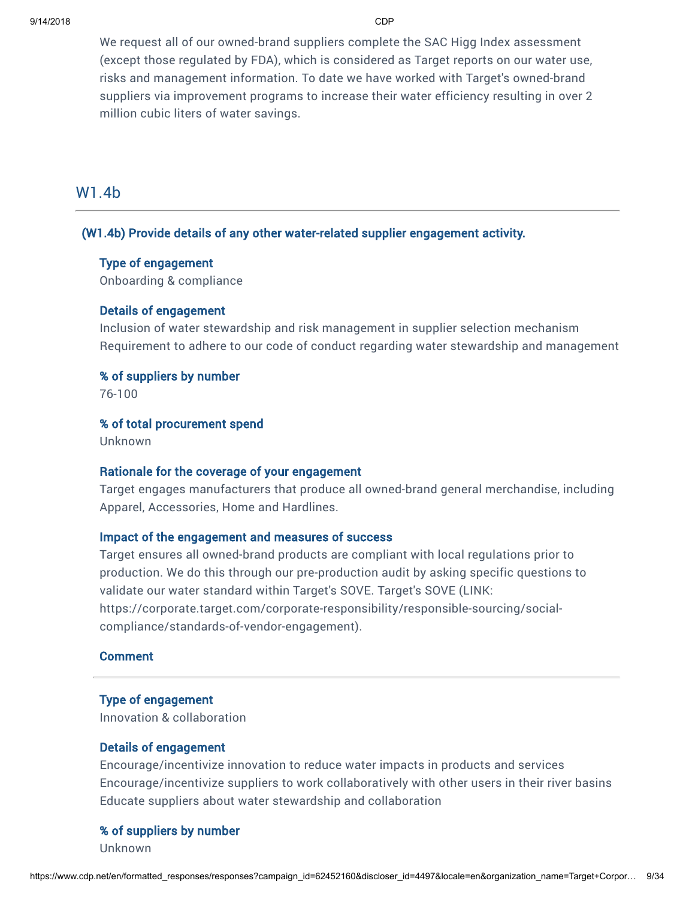We request all of our owned-brand suppliers complete the SAC Higg Index assessment (except those regulated by FDA), which is considered as Target reports on our water use, risks and management information. To date we have worked with Target's owned-brand suppliers via improvement programs to increase their water efficiency resulting in over 2 million cubic liters of water savings.

## W1.4b

### (W1.4b) Provide details of any other water-related supplier engagement activity.

**Type of engagement**
Onboarding & compliance

**Details of engagement**
Inclusion of water stewardship and risk management in supplier selection mechanism
Requirement to adhere to our code of conduct regarding water stewardship and management

**% of suppliers by number**
76-100

**% of total procurement spend**
Unknown

**Rationale for the coverage of your engagement**
Target engages manufacturers that produce all owned-brand general merchandise, including Apparel, Accessories, Home and Hardlines.

**Impact of the engagement and measures of success**
Target ensures all owned-brand products are compliant with local regulations prior to production. We do this through our pre-production audit by asking specific questions to validate our water standard within Target's SOVE. Target's SOVE (LINK: https://corporate.target.com/corporate-responsibility/responsible-sourcing/social-compliance/standards-of-vendor-engagement).

**Comment**

---

**Type of engagement**
Innovation & collaboration

**Details of engagement**
Encourage/incentivize innovation to reduce water impacts in products and services
Encourage/incentivize suppliers to work collaboratively with other users in their river basins
Educate suppliers about water stewardship and collaboration

**% of suppliers by number**
Unknown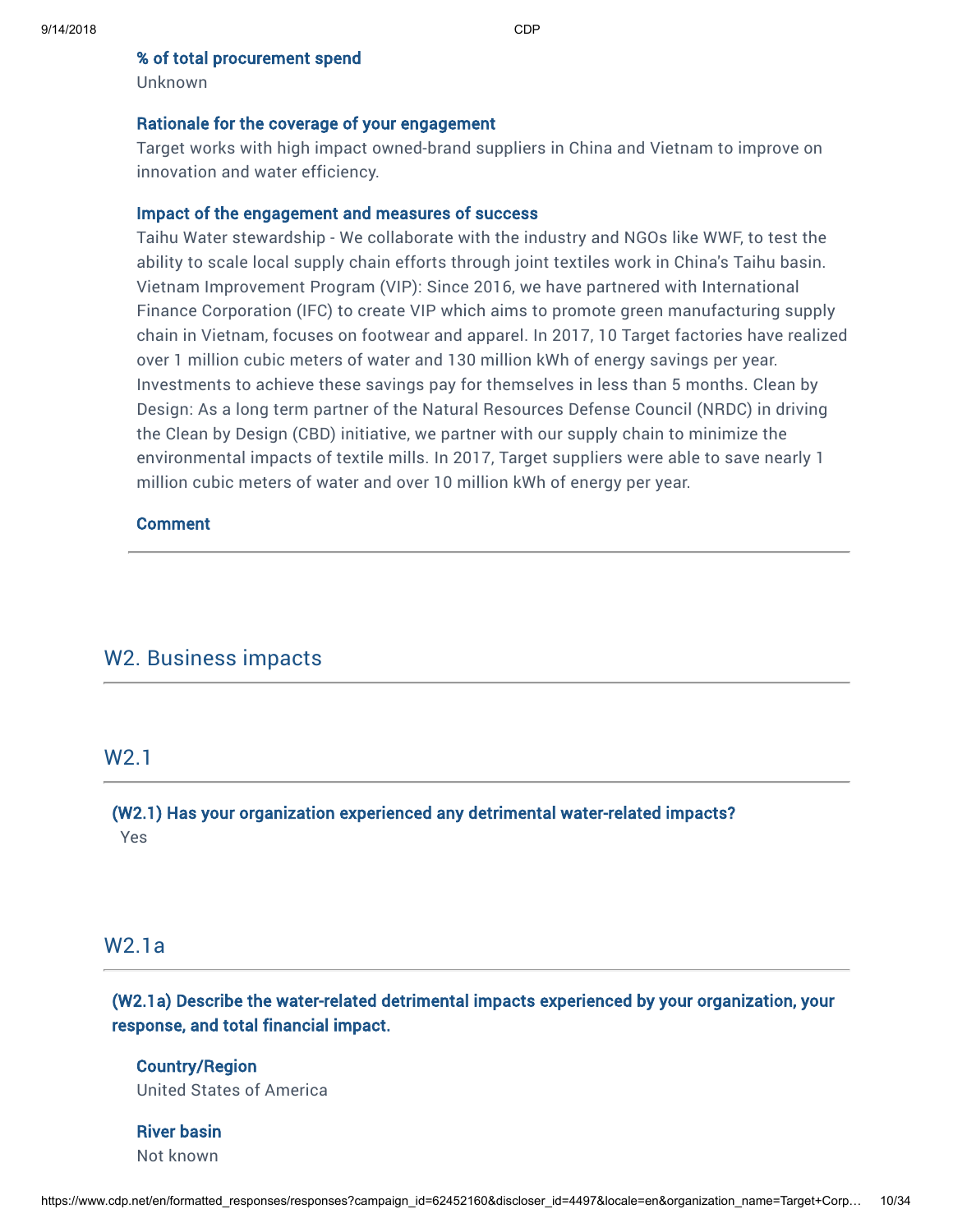**% of total procurement spend**
Unknown

**Rationale for the coverage of your engagement**
Target works with high impact owned-brand suppliers in China and Vietnam to improve on innovation and water efficiency.

**Impact of the engagement and measures of success**
Taihu Water stewardship - We collaborate with the industry and NGOs like WWF, to test the ability to scale local supply chain efforts through joint textiles work in China's Taihu basin. Vietnam Improvement Program (VIP): Since 2016, we have partnered with International Finance Corporation (IFC) to create VIP which aims to promote green manufacturing supply chain in Vietnam, focuses on footwear and apparel. In 2017, 10 Target factories have realized over 1 million cubic meters of water and 130 million kWh of energy savings per year. Investments to achieve these savings pay for themselves in less than 5 months. Clean by Design: As a long term partner of the Natural Resources Defense Council (NRDC) in driving the Clean by Design (CBD) initiative, we partner with our supply chain to minimize the environmental impacts of textile mills. In 2017, Target suppliers were able to save nearly 1 million cubic meters of water and over 10 million kWh of energy per year.

**Comment**

---

## W2. Business impacts

---

### W2.1

**(W2.1) Has your organization experienced any detrimental water-related impacts?**
Yes

### W2.1a

**(W2.1a) Describe the water-related detrimental impacts experienced by your organization, your response, and total financial impact.**

**Country/Region**
United States of America

**River basin**
Not known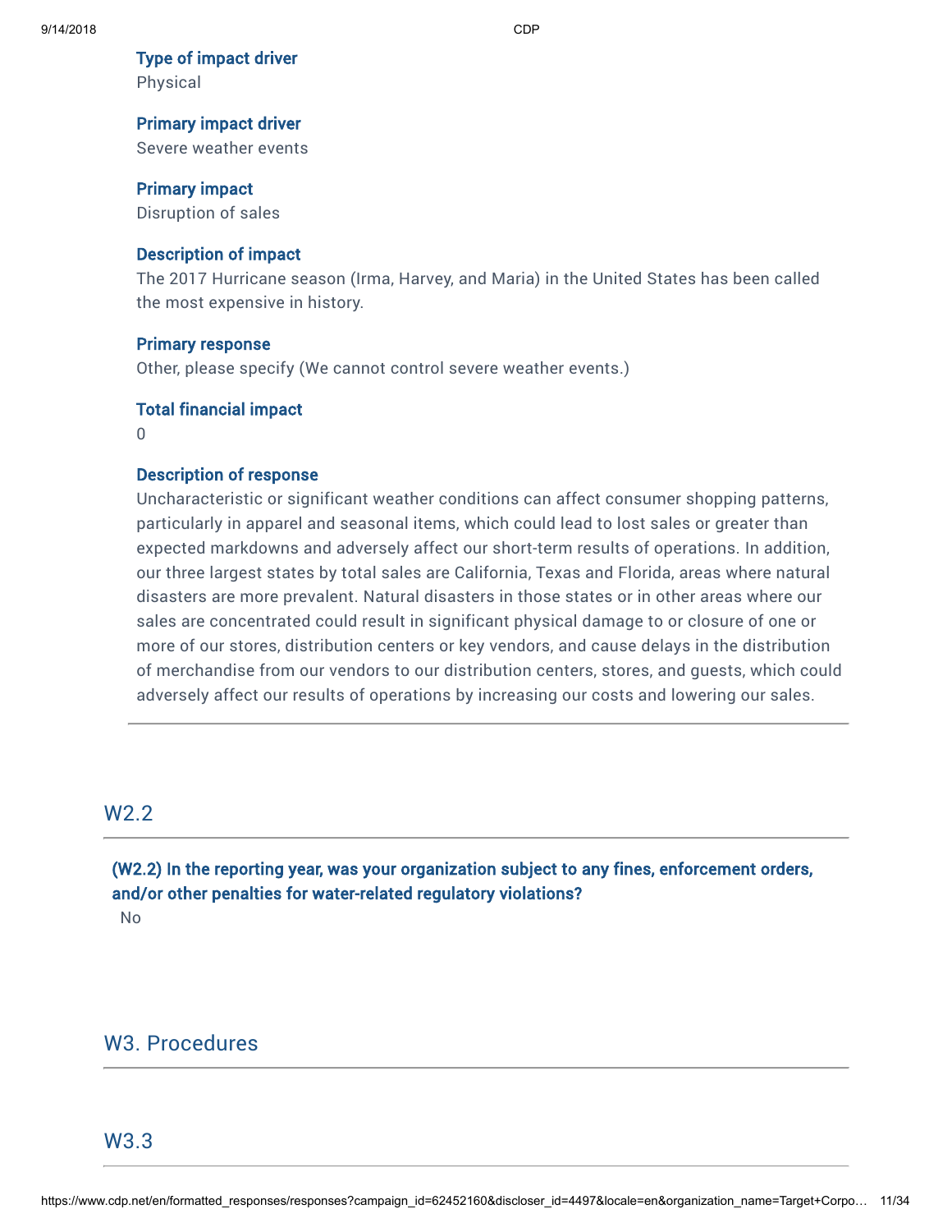**Type of impact driver**
Physical

**Primary impact driver**
Severe weather events

**Primary impact**
Disruption of sales

**Description of impact**
The 2017 Hurricane season (Irma, Harvey, and Maria) in the United States has been called the most expensive in history.

**Primary response**
Other, please specify (We cannot control severe weather events.)

**Total financial impact**
0

**Description of response**
Uncharacteristic or significant weather conditions can affect consumer shopping patterns, particularly in apparel and seasonal items, which could lead to lost sales or greater than expected markdowns and adversely affect our short-term results of operations. In addition, our three largest states by total sales are California, Texas and Florida, areas where natural disasters are more prevalent. Natural disasters in those states or in other areas where our sales are concentrated could result in significant physical damage to or closure of one or more of our stores, distribution centers or key vendors, and cause delays in the distribution of merchandise from our vendors to our distribution centers, stores, and guests, which could adversely affect our results of operations by increasing our costs and lowering our sales.

---

## W2.2

**(W2.2) In the reporting year, was your organization subject to any fines, enforcement orders, and/or other penalties for water-related regulatory violations?**

No

# W3. Procedures

## W3.3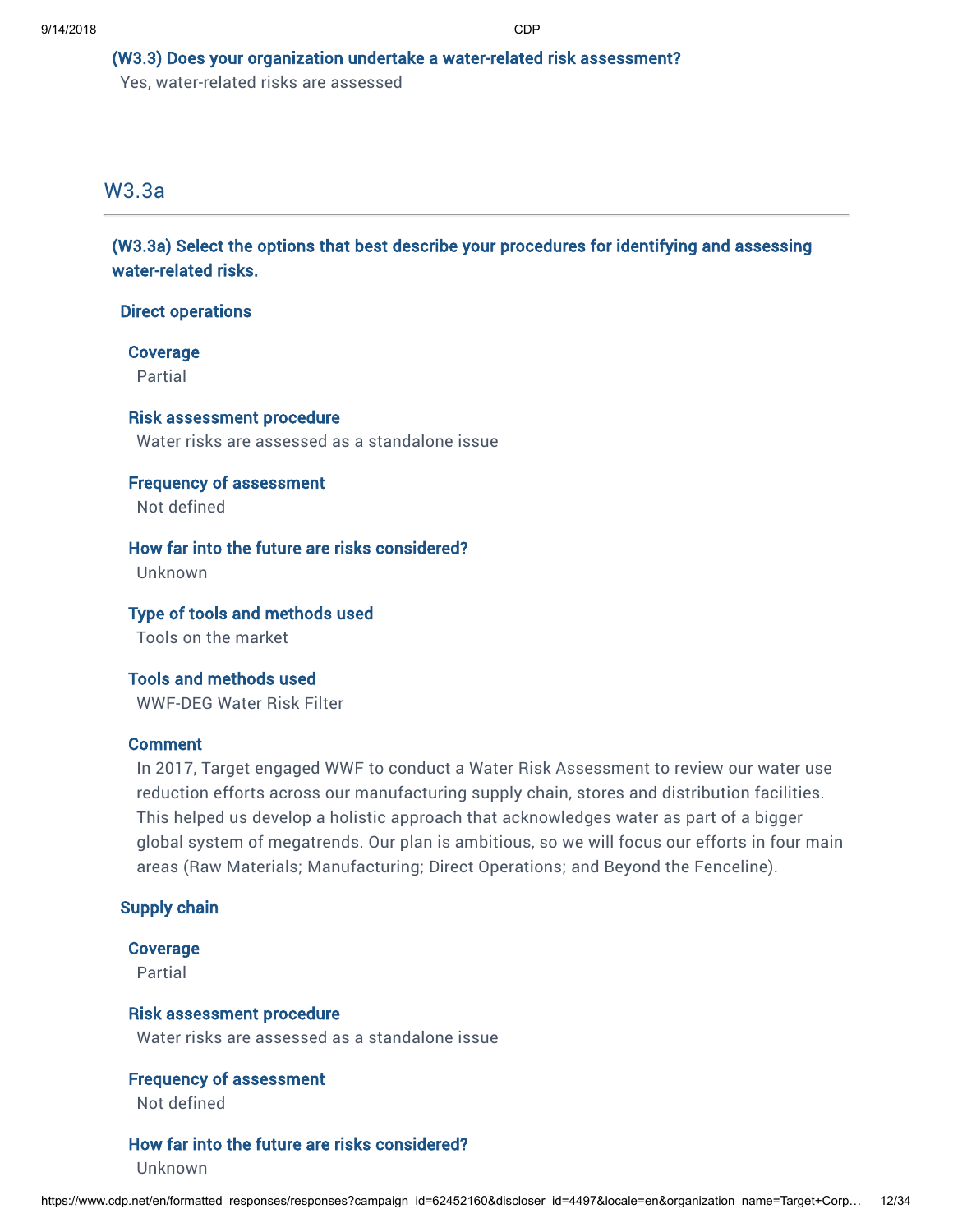### (W3.3) Does your organization undertake a water-related risk assessment?

Yes, water-related risks are assessed

## W3.3a

### (W3.3a) Select the options that best describe your procedures for identifying and assessing water-related risks.

**Direct operations**

**Coverage**
Partial

**Risk assessment procedure**
Water risks are assessed as a standalone issue

**Frequency of assessment**
Not defined

**How far into the future are risks considered?**
Unknown

**Type of tools and methods used**
Tools on the market

**Tools and methods used**
WWF-DEG Water Risk Filter

**Comment**
In 2017, Target engaged WWF to conduct a Water Risk Assessment to review our water use reduction efforts across our manufacturing supply chain, stores and distribution facilities. This helped us develop a holistic approach that acknowledges water as part of a bigger global system of megatrends. Our plan is ambitious, so we will focus our efforts in four main areas (Raw Materials; Manufacturing; Direct Operations; and Beyond the Fenceline).

**Supply chain**

**Coverage**
Partial

**Risk assessment procedure**
Water risks are assessed as a standalone issue

**Frequency of assessment**
Not defined

**How far into the future are risks considered?**
Unknown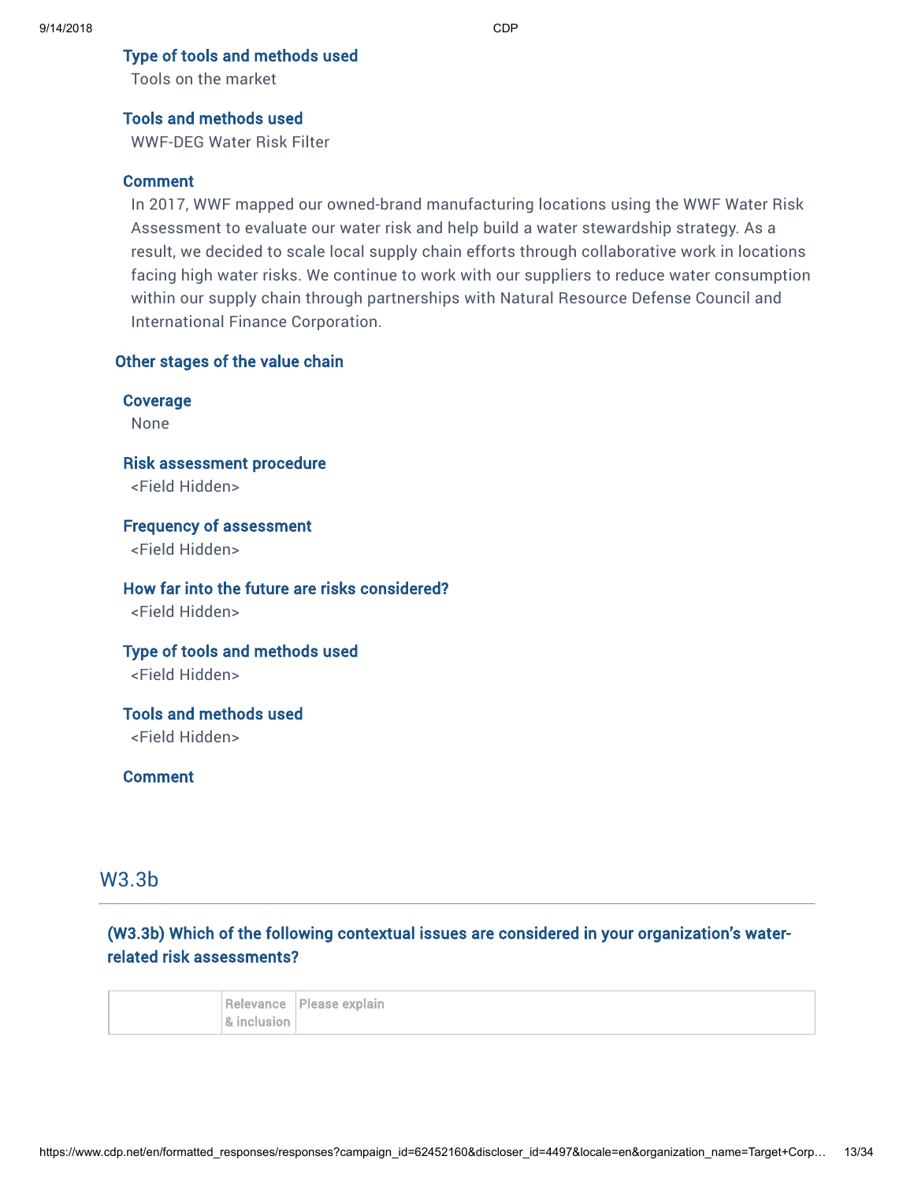#### Type of tools and methods used
Tools on the market

#### Tools and methods used
WWF-DEG Water Risk Filter

#### Comment
In 2017, WWF mapped our owned-brand manufacturing locations using the WWF Water Risk Assessment to evaluate our water risk and help build a water stewardship strategy. As a result, we decided to scale local supply chain efforts through collaborative work in locations facing high water risks. We continue to work with our suppliers to reduce water consumption within our supply chain through partnerships with Natural Resource Defense Council and International Finance Corporation.

### Other stages of the value chain

#### Coverage
None

#### Risk assessment procedure
<Field Hidden>

#### Frequency of assessment
<Field Hidden>

#### How far into the future are risks considered?
<Field Hidden>

#### Type of tools and methods used
<Field Hidden>

#### Tools and methods used
<Field Hidden>

#### Comment

## W3.3b

### (W3.3b) Which of the following contextual issues are considered in your organization's water-related risk assessments?

| | Relevance & inclusion | Please explain |
|---|---|---|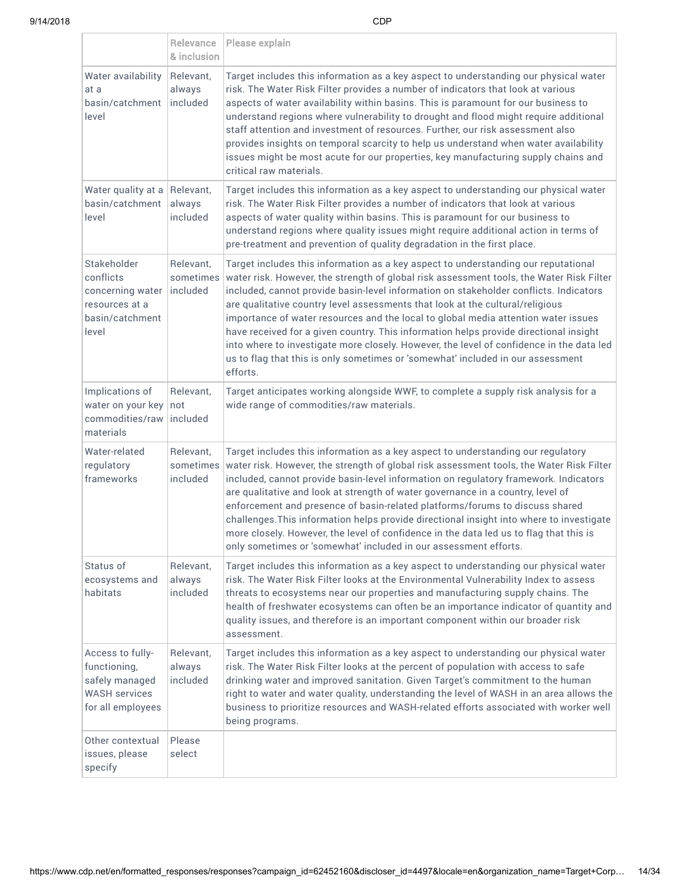| | Relevance & inclusion | Please explain |
|---|---|---|
| Water availability at a basin/catchment level | Relevant, always included | Target includes this information as a key aspect to understanding our physical water risk. The Water Risk Filter provides a number of indicators that look at various aspects of water availability within basins. This is paramount for our business to understand regions where vulnerability to drought and flood might require additional staff attention and investment of resources. Further, our risk assessment also provides insights on temporal scarcity to help us understand when water availability issues might be most acute for our properties, key manufacturing supply chains and critical raw materials. |
| Water quality at a basin/catchment level | Relevant, always included | Target includes this information as a key aspect to understanding our physical water risk. The Water Risk Filter provides a number of indicators that look at various aspects of water quality within basins. This is paramount for our business to understand regions where quality issues might require additional action in terms of pre-treatment and prevention of quality degradation in the first place. |
| Stakeholder conflicts concerning water resources at a basin/catchment level | Relevant, sometimes included | Target includes this information as a key aspect to understanding our reputational water risk. However, the strength of global risk assessment tools, the Water Risk Filter included, cannot provide basin-level information on stakeholder conflicts. Indicators are qualitative country level assessments that look at the cultural/religious importance of water resources and the local to global media attention water issues have received for a given country. This information helps provide directional insight into where to investigate more closely. However, the level of confidence in the data led us to flag that this is only sometimes or 'somewhat' included in our assessment efforts. |
| Implications of water on your key commodities/raw materials | Relevant, not included | Target anticipates working alongside WWF, to complete a supply risk analysis for a wide range of commodities/raw materials. |
| Water-related regulatory frameworks | Relevant, sometimes included | Target includes this information as a key aspect to understanding our regulatory water risk. However, the strength of global risk assessment tools, the Water Risk Filter included, cannot provide basin-level information on regulatory framework. Indicators are qualitative and look at strength of water governance in a country, level of enforcement and presence of basin-related platforms/forums to discuss shared challenges.This information helps provide directional insight into where to investigate more closely. However, the level of confidence in the data led us to flag that this is only sometimes or 'somewhat' included in our assessment efforts. |
| Status of ecosystems and habitats | Relevant, always included | Target includes this information as a key aspect to understanding our physical water risk. The Water Risk Filter looks at the Environmental Vulnerability Index to assess threats to ecosystems near our properties and manufacturing supply chains. The health of freshwater ecosystems can often be an importance indicator of quantity and quality issues, and therefore is an important component within our broader risk assessment. |
| Access to fully-functioning, safely managed WASH services for all employees | Relevant, always included | Target includes this information as a key aspect to understanding our physical water risk. The Water Risk Filter looks at the percent of population with access to safe drinking water and improved sanitation. Given Target's commitment to the human right to water and water quality, understanding the level of WASH in an area allows the business to prioritize resources and WASH-related efforts associated with worker well being programs. |
| Other contextual issues, please specify | Please select | |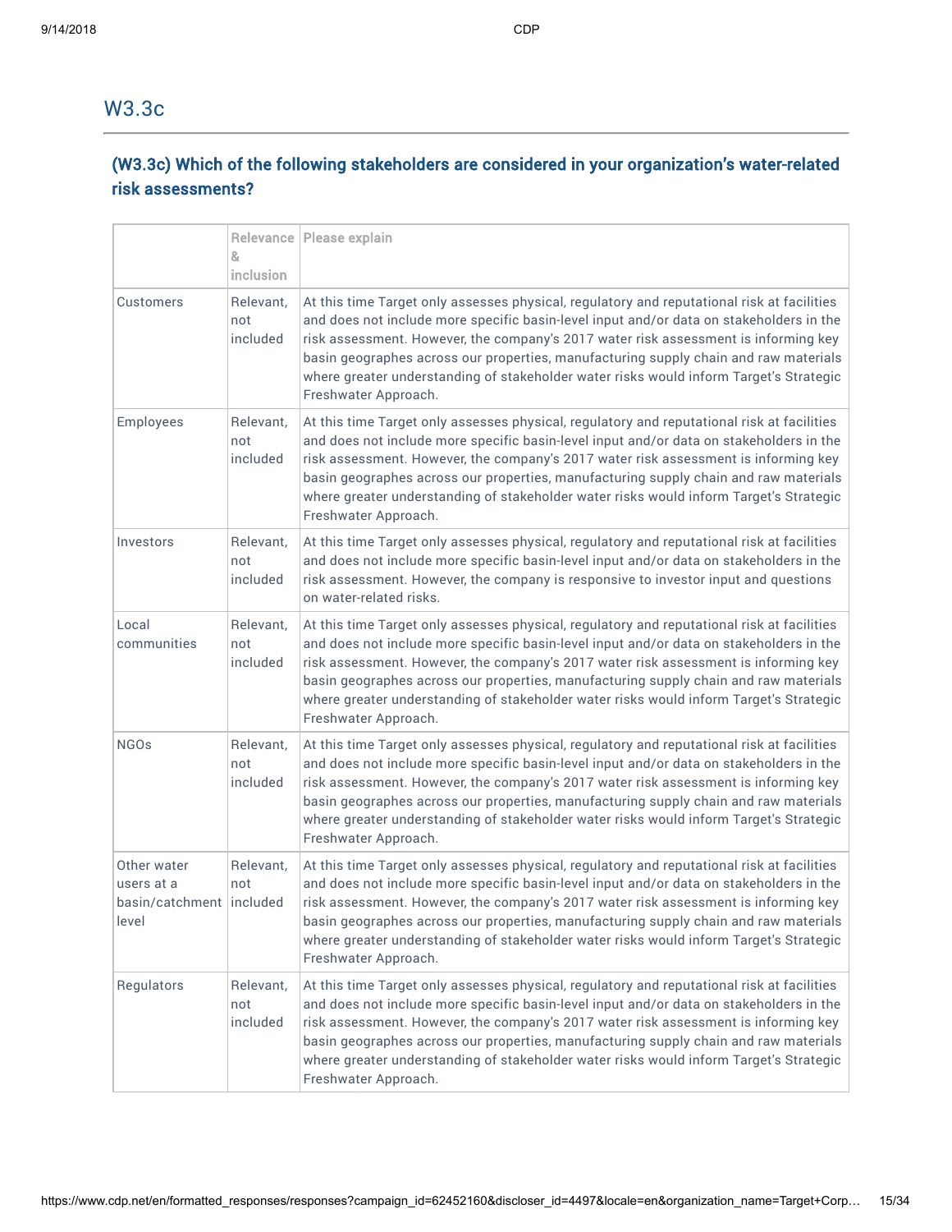## W3.3c

### (W3.3c) Which of the following stakeholders are considered in your organization's water-related risk assessments?

| | Relevance & inclusion | Please explain |
|---|---|---|
| Customers | Relevant, not included | At this time Target only assesses physical, regulatory and reputational risk at facilities and does not include more specific basin-level input and/or data on stakeholders in the risk assessment. However, the company's 2017 water risk assessment is informing key basin geographes across our properties, manufacturing supply chain and raw materials where greater understanding of stakeholder water risks would inform Target's Strategic Freshwater Approach. |
| Employees | Relevant, not included | At this time Target only assesses physical, regulatory and reputational risk at facilities and does not include more specific basin-level input and/or data on stakeholders in the risk assessment. However, the company's 2017 water risk assessment is informing key basin geographes across our properties, manufacturing supply chain and raw materials where greater understanding of stakeholder water risks would inform Target's Strategic Freshwater Approach. |
| Investors | Relevant, not included | At this time Target only assesses physical, regulatory and reputational risk at facilities and does not include more specific basin-level input and/or data on stakeholders in the risk assessment. However, the company is responsive to investor input and questions on water-related risks. |
| Local communities | Relevant, not included | At this time Target only assesses physical, regulatory and reputational risk at facilities and does not include more specific basin-level input and/or data on stakeholders in the risk assessment. However, the company's 2017 water risk assessment is informing key basin geographes across our properties, manufacturing supply chain and raw materials where greater understanding of stakeholder water risks would inform Target's Strategic Freshwater Approach. |
| NGOs | Relevant, not included | At this time Target only assesses physical, regulatory and reputational risk at facilities and does not include more specific basin-level input and/or data on stakeholders in the risk assessment. However, the company's 2017 water risk assessment is informing key basin geographes across our properties, manufacturing supply chain and raw materials where greater understanding of stakeholder water risks would inform Target's Strategic Freshwater Approach. |
| Other water users at a basin/catchment level | Relevant, not included | At this time Target only assesses physical, regulatory and reputational risk at facilities and does not include more specific basin-level input and/or data on stakeholders in the risk assessment. However, the company's 2017 water risk assessment is informing key basin geographes across our properties, manufacturing supply chain and raw materials where greater understanding of stakeholder water risks would inform Target's Strategic Freshwater Approach. |
| Regulators | Relevant, not included | At this time Target only assesses physical, regulatory and reputational risk at facilities and does not include more specific basin-level input and/or data on stakeholders in the risk assessment. However, the company's 2017 water risk assessment is informing key basin geographes across our properties, manufacturing supply chain and raw materials where greater understanding of stakeholder water risks would inform Target's Strategic Freshwater Approach. |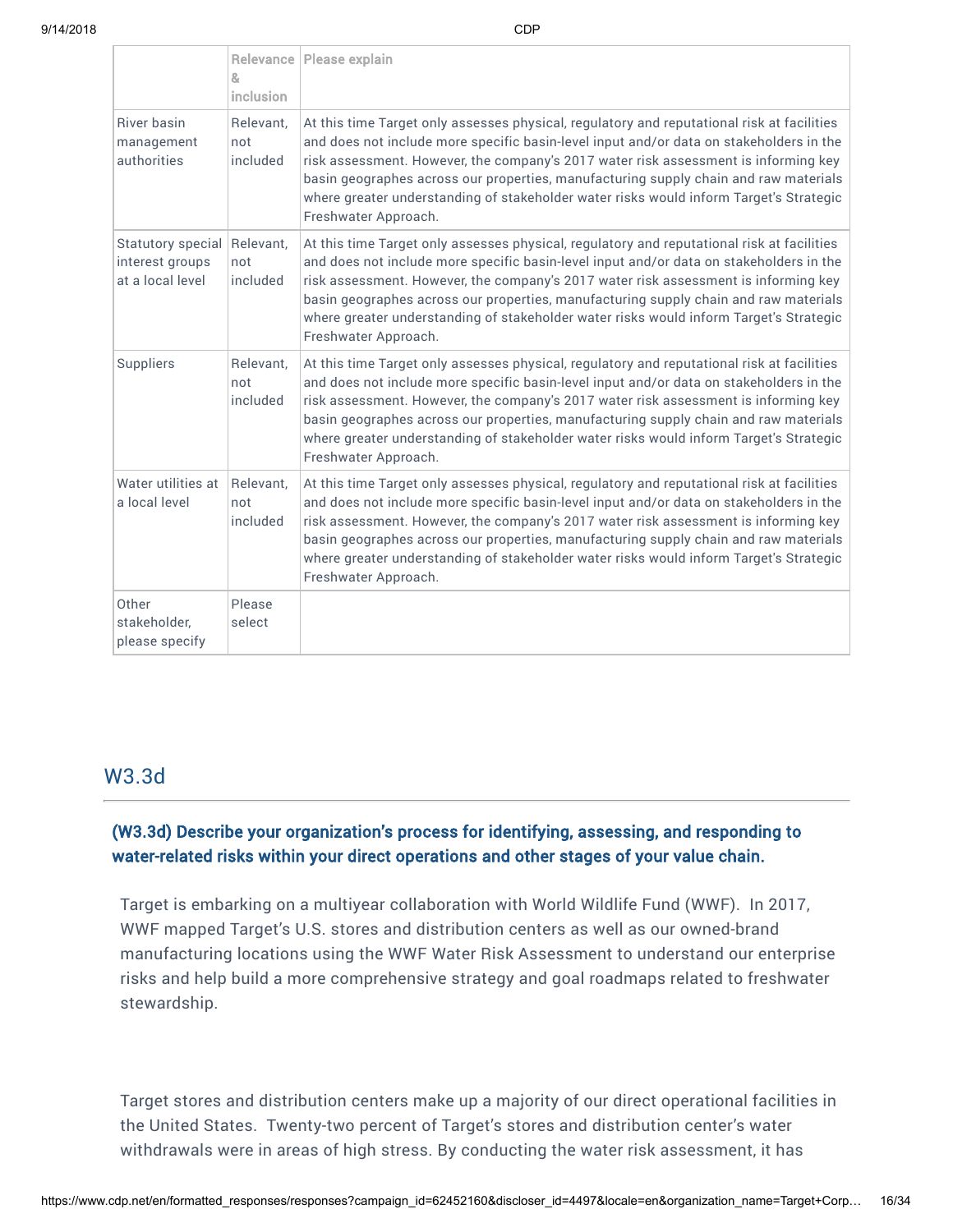| | Relevance & inclusion | Please explain |
|---|---|---|
| River basin management authorities | Relevant, not included | At this time Target only assesses physical, regulatory and reputational risk at facilities and does not include more specific basin-level input and/or data on stakeholders in the risk assessment. However, the company's 2017 water risk assessment is informing key basin geographes across our properties, manufacturing supply chain and raw materials where greater understanding of stakeholder water risks would inform Target's Strategic Freshwater Approach. |
| Statutory special interest groups at a local level | Relevant, not included | At this time Target only assesses physical, regulatory and reputational risk at facilities and does not include more specific basin-level input and/or data on stakeholders in the risk assessment. However, the company's 2017 water risk assessment is informing key basin geographes across our properties, manufacturing supply chain and raw materials where greater understanding of stakeholder water risks would inform Target's Strategic Freshwater Approach. |
| Suppliers | Relevant, not included | At this time Target only assesses physical, regulatory and reputational risk at facilities and does not include more specific basin-level input and/or data on stakeholders in the risk assessment. However, the company's 2017 water risk assessment is informing key basin geographes across our properties, manufacturing supply chain and raw materials where greater understanding of stakeholder water risks would inform Target's Strategic Freshwater Approach. |
| Water utilities at a local level | Relevant, not included | At this time Target only assesses physical, regulatory and reputational risk at facilities and does not include more specific basin-level input and/or data on stakeholders in the risk assessment. However, the company's 2017 water risk assessment is informing key basin geographes across our properties, manufacturing supply chain and raw materials where greater understanding of stakeholder water risks would inform Target's Strategic Freshwater Approach. |
| Other stakeholder, please specify | Please select | |

## W3.3d

**(W3.3d) Describe your organization's process for identifying, assessing, and responding to water-related risks within your direct operations and other stages of your value chain.**

Target is embarking on a multiyear collaboration with World Wildlife Fund (WWF). In 2017, WWF mapped Target's U.S. stores and distribution centers as well as our owned-brand manufacturing locations using the WWF Water Risk Assessment to understand our enterprise risks and help build a more comprehensive strategy and goal roadmaps related to freshwater stewardship.

Target stores and distribution centers make up a majority of our direct operational facilities in the United States. Twenty-two percent of Target's stores and distribution center's water withdrawals were in areas of high stress. By conducting the water risk assessment, it has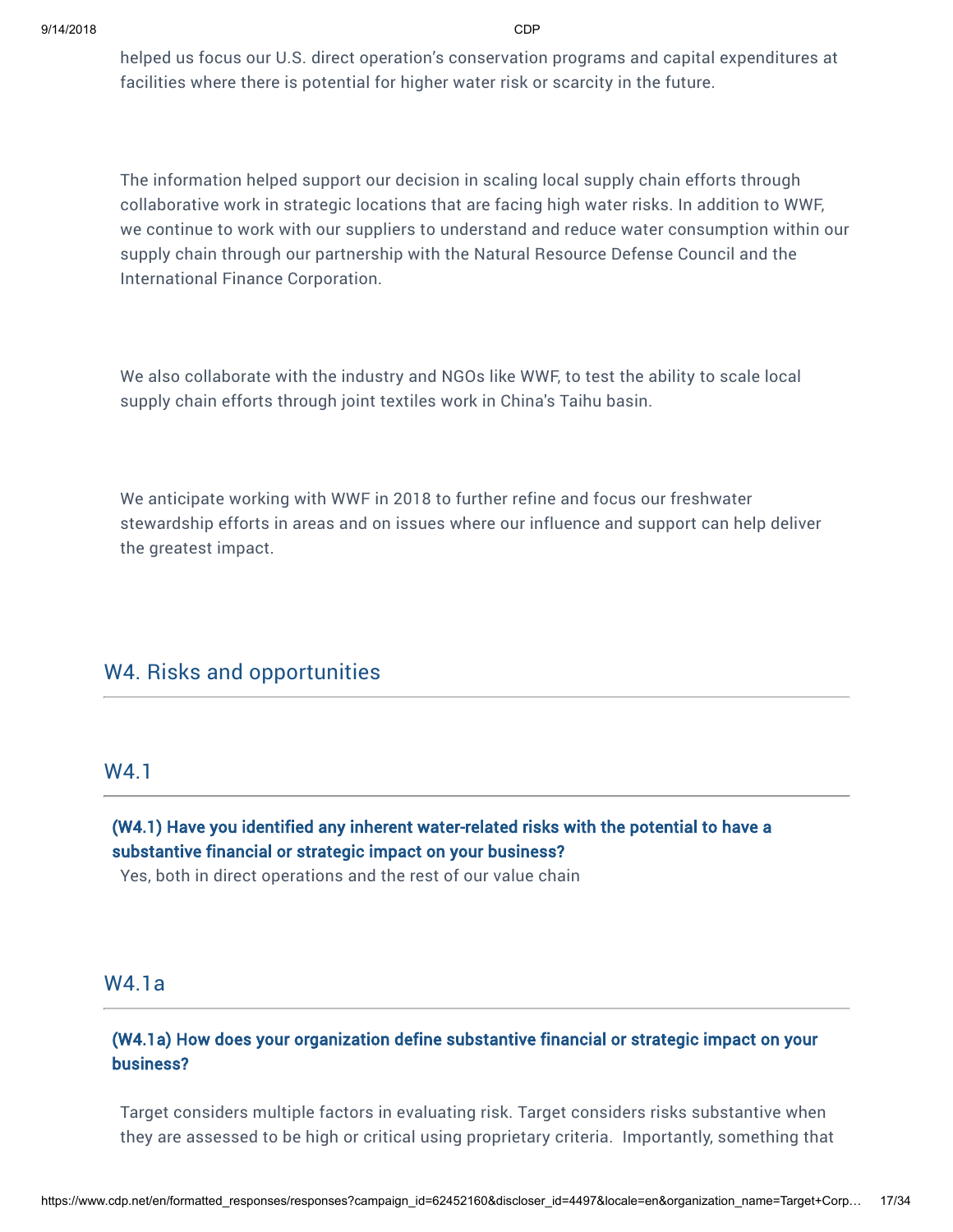helped us focus our U.S. direct operation's conservation programs and capital expenditures at facilities where there is potential for higher water risk or scarcity in the future.

The information helped support our decision in scaling local supply chain efforts through collaborative work in strategic locations that are facing high water risks. In addition to WWF, we continue to work with our suppliers to understand and reduce water consumption within our supply chain through our partnership with the Natural Resource Defense Council and the International Finance Corporation.

We also collaborate with the industry and NGOs like WWF, to test the ability to scale local supply chain efforts through joint textiles work in China's Taihu basin.

We anticipate working with WWF in 2018 to further refine and focus our freshwater stewardship efforts in areas and on issues where our influence and support can help deliver the greatest impact.

## W4. Risks and opportunities

### W4.1

**(W4.1) Have you identified any inherent water-related risks with the potential to have a substantive financial or strategic impact on your business?**

Yes, both in direct operations and the rest of our value chain

### W4.1a

**(W4.1a) How does your organization define substantive financial or strategic impact on your business?**

Target considers multiple factors in evaluating risk. Target considers risks substantive when they are assessed to be high or critical using proprietary criteria. Importantly, something that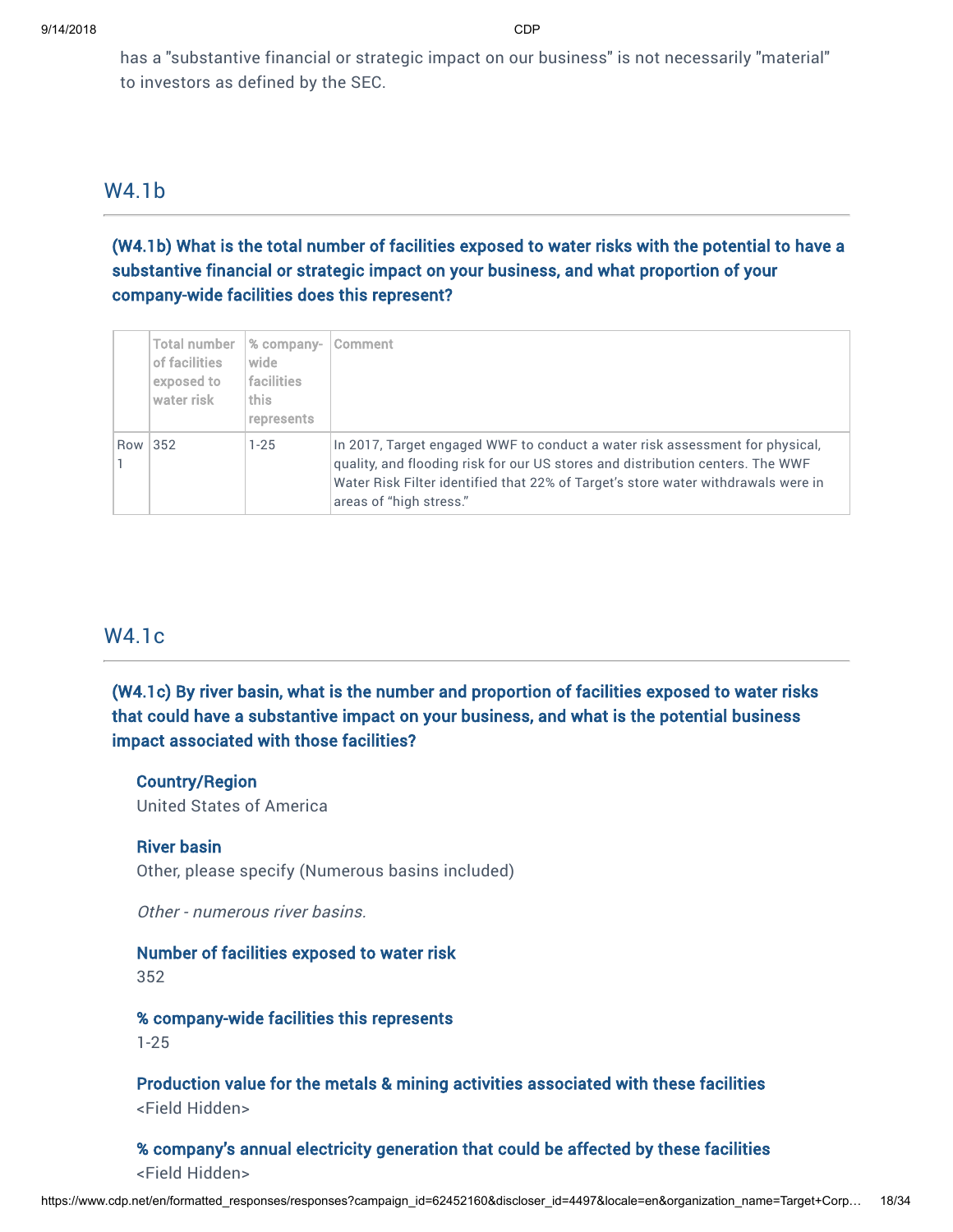has a "substantive financial or strategic impact on our business" is not necessarily "material" to investors as defined by the SEC.

## W4.1b

### (W4.1b) What is the total number of facilities exposed to water risks with the potential to have a substantive financial or strategic impact on your business, and what proportion of your company-wide facilities does this represent?

| | Total number of facilities exposed to water risk | % company-wide facilities this represents | Comment |
|---|---|---|---|
| Row 1 | 352 | 1-25 | In 2017, Target engaged WWF to conduct a water risk assessment for physical, quality, and flooding risk for our US stores and distribution centers. The WWF Water Risk Filter identified that 22% of Target's store water withdrawals were in areas of "high stress." |

## W4.1c

### (W4.1c) By river basin, what is the number and proportion of facilities exposed to water risks that could have a substantive impact on your business, and what is the potential business impact associated with those facilities?

**Country/Region**

United States of America

**River basin**

Other, please specify (Numerous basins included)

*Other - numerous river basins.*

**Number of facilities exposed to water risk**

352

**% company-wide facilities this represents**

1-25

**Production value for the metals & mining activities associated with these facilities**

<Field Hidden>

**% company's annual electricity generation that could be affected by these facilities**

<Field Hidden>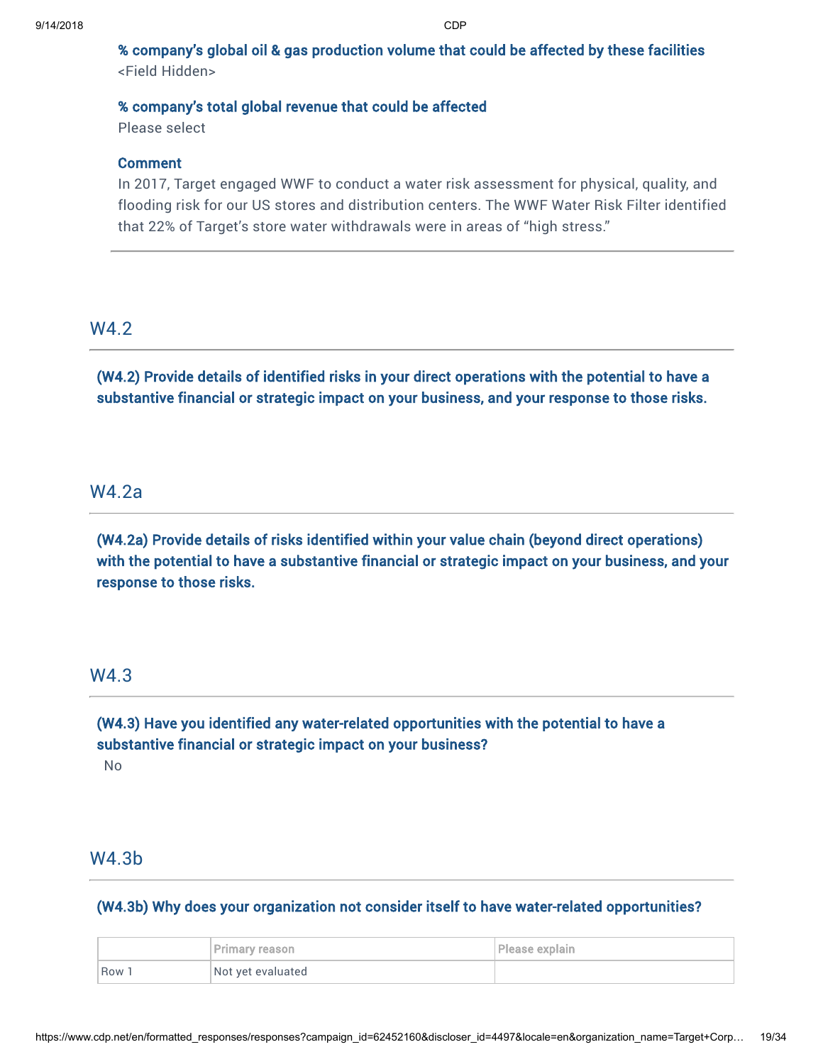**% company's global oil & gas production volume that could be affected by these facilities**
<Field Hidden>

**% company's total global revenue that could be affected**
Please select

**Comment**
In 2017, Target engaged WWF to conduct a water risk assessment for physical, quality, and flooding risk for our US stores and distribution centers. The WWF Water Risk Filter identified that 22% of Target's store water withdrawals were in areas of "high stress."

## W4.2

**(W4.2) Provide details of identified risks in your direct operations with the potential to have a substantive financial or strategic impact on your business, and your response to those risks.**

## W4.2a

**(W4.2a) Provide details of risks identified within your value chain (beyond direct operations) with the potential to have a substantive financial or strategic impact on your business, and your response to those risks.**

## W4.3

**(W4.3) Have you identified any water-related opportunities with the potential to have a substantive financial or strategic impact on your business?**
No

## W4.3b

**(W4.3b) Why does your organization not consider itself to have water-related opportunities?**

| | Primary reason | Please explain |
|---|---|---|
| Row 1 | Not yet evaluated | |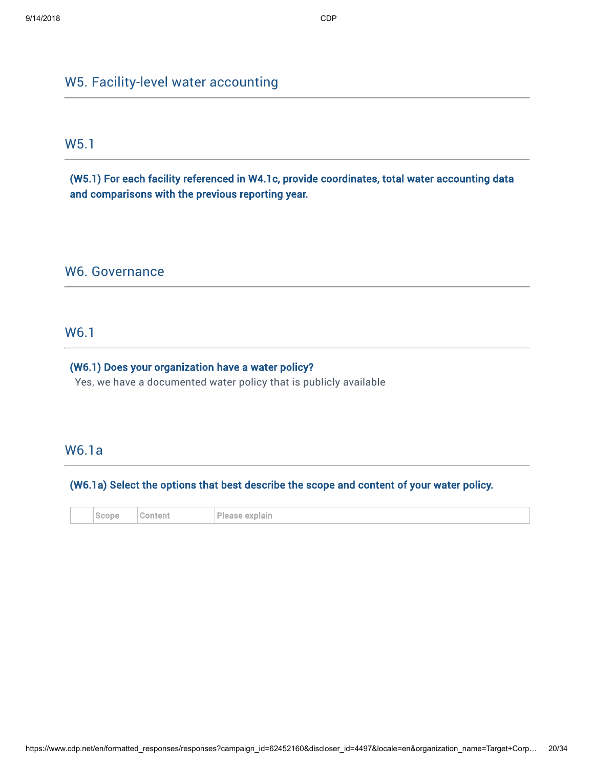## W5. Facility-level water accounting

### W5.1

**(W5.1) For each facility referenced in W4.1c, provide coordinates, total water accounting data and comparisons with the previous reporting year.**

## W6. Governance

### W6.1

**(W6.1) Does your organization have a water policy?**

Yes, we have a documented water policy that is publicly available

### W6.1a

**(W6.1a) Select the options that best describe the scope and content of your water policy.**

| | Scope | Content | Please explain |
|---|---|---|---|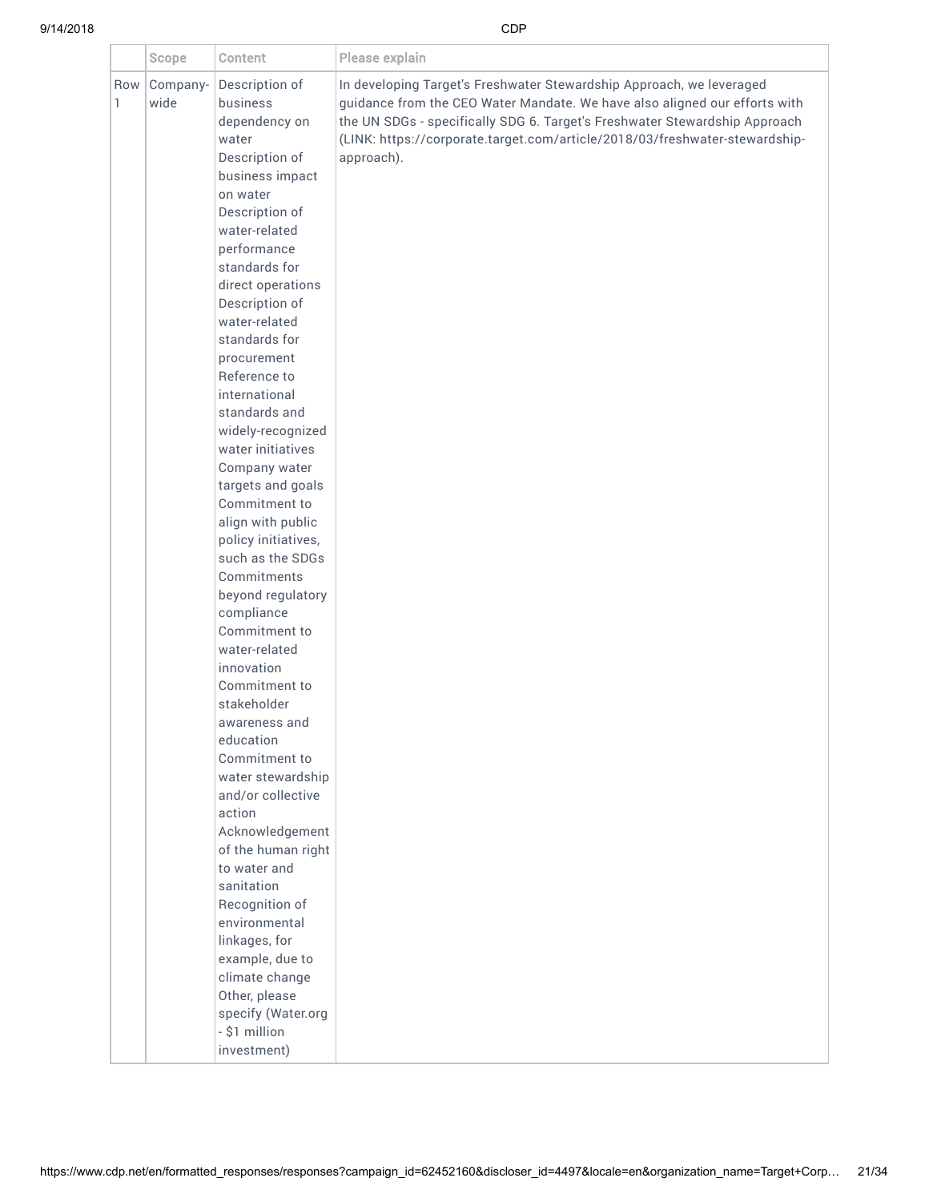|  | Scope | Content | Please explain |
|---|---|---|---|
| Row 1 | Company-wide | Description of business dependency on water<br>Description of business impact on water<br>Description of water-related performance standards for direct operations<br>Description of water-related standards for procurement<br>Reference to international standards and widely-recognized water initiatives<br>Company water targets and goals<br>Commitment to align with public policy initiatives, such as the SDGs<br>Commitments beyond regulatory compliance<br>Commitment to water-related innovation<br>Commitment to stakeholder awareness and education<br>Commitment to water stewardship and/or collective action<br>Acknowledgement of the human right to water and sanitation<br>Recognition of environmental linkages, for example, due to climate change<br>Other, please specify (Water.org - $1 million investment) | In developing Target's Freshwater Stewardship Approach, we leveraged guidance from the CEO Water Mandate. We have also aligned our efforts with the UN SDGs - specifically SDG 6. Target's Freshwater Stewardship Approach (LINK: https://corporate.target.com/article/2018/03/freshwater-stewardship-approach). |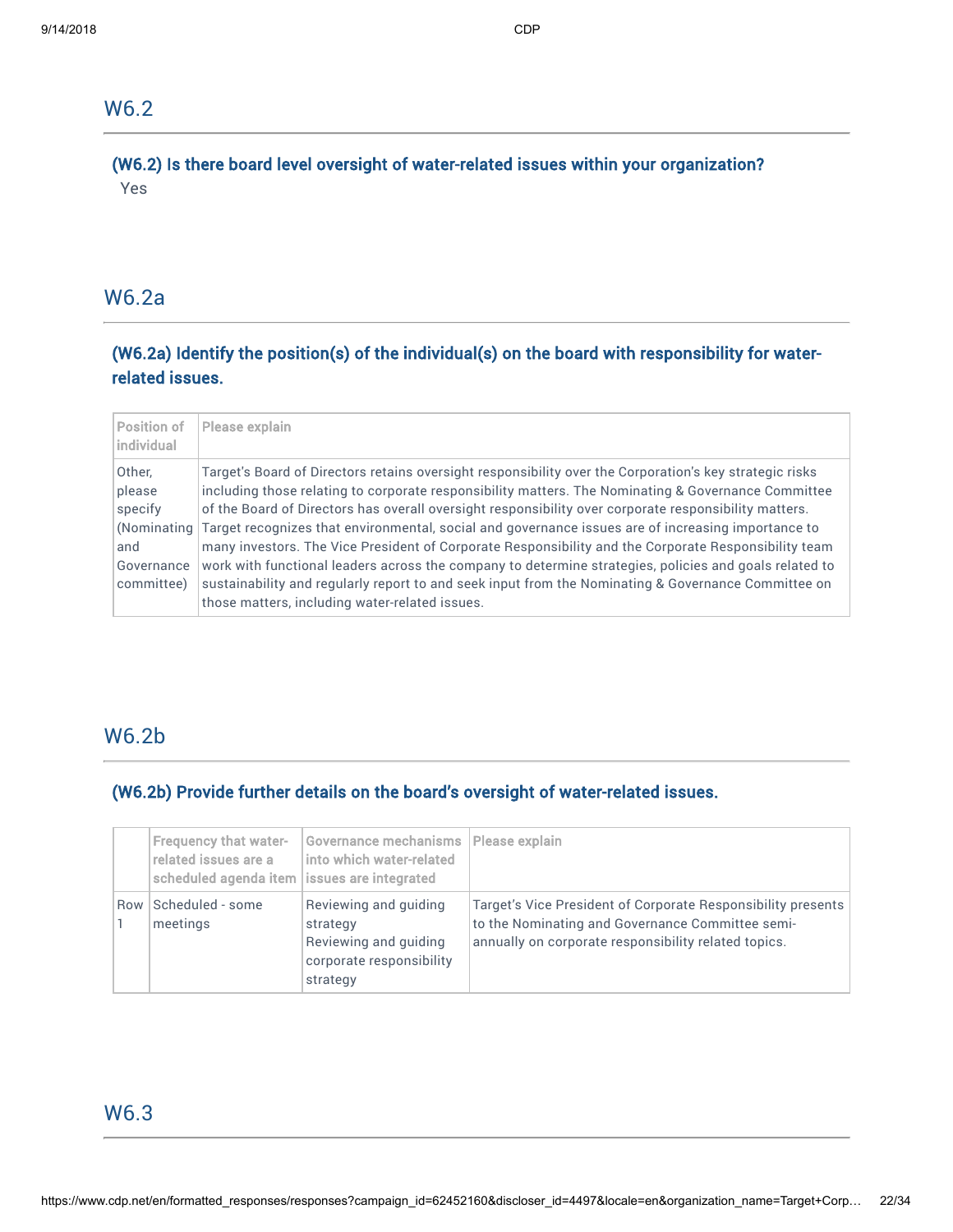## W6.2

### (W6.2) Is there board level oversight of water-related issues within your organization?

Yes

## W6.2a

### (W6.2a) Identify the position(s) of the individual(s) on the board with responsibility for water-related issues.

| Position of individual | Please explain |
|---|---|
| Other, please specify (Nominating and Governance committee) | Target's Board of Directors retains oversight responsibility over the Corporation's key strategic risks including those relating to corporate responsibility matters. The Nominating & Governance Committee of the Board of Directors has overall oversight responsibility over corporate responsibility matters. Target recognizes that environmental, social and governance issues are of increasing importance to many investors. The Vice President of Corporate Responsibility and the Corporate Responsibility team work with functional leaders across the company to determine strategies, policies and goals related to sustainability and regularly report to and seek input from the Nominating & Governance Committee on those matters, including water-related issues. |

## W6.2b

### (W6.2b) Provide further details on the board's oversight of water-related issues.

| | Frequency that water-related issues are a scheduled agenda item | Governance mechanisms into which water-related issues are integrated | Please explain |
|---|---|---|---|
| Row 1 | Scheduled - some meetings | Reviewing and guiding strategy<br>Reviewing and guiding corporate responsibility strategy | Target's Vice President of Corporate Responsibility presents to the Nominating and Governance Committee semi-annually on corporate responsibility related topics. |

## W6.3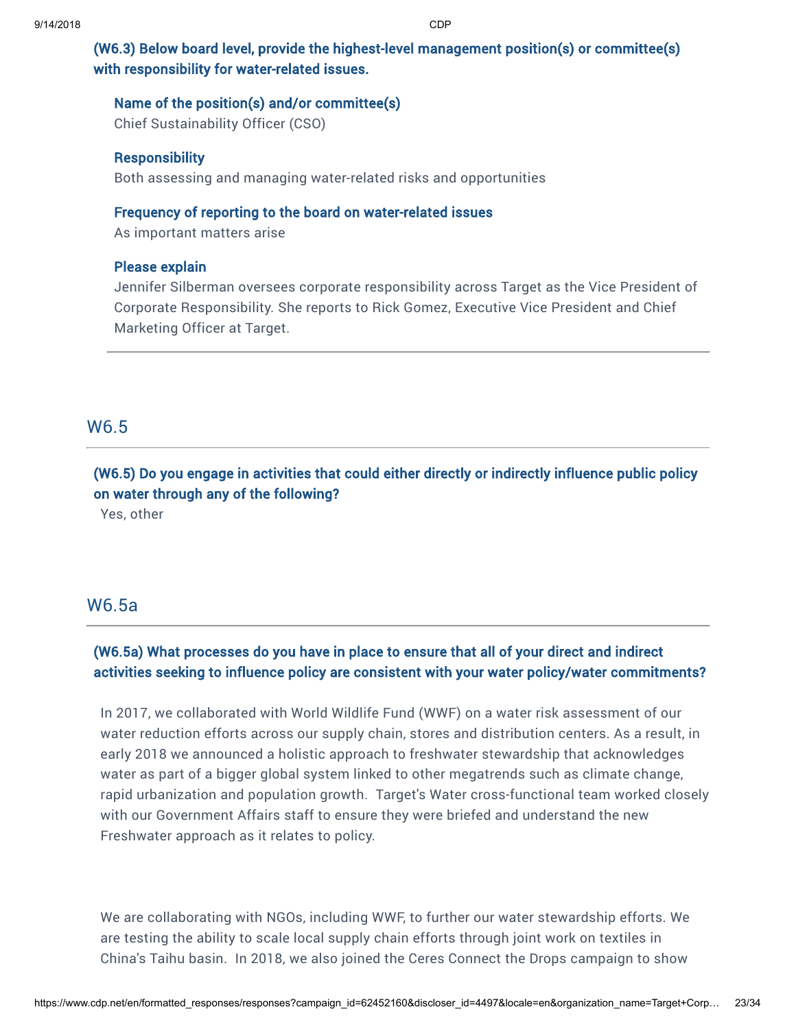**(W6.3) Below board level, provide the highest-level management position(s) or committee(s) with responsibility for water-related issues.**

**Name of the position(s) and/or committee(s)**
Chief Sustainability Officer (CSO)

**Responsibility**
Both assessing and managing water-related risks and opportunities

**Frequency of reporting to the board on water-related issues**
As important matters arise

**Please explain**
Jennifer Silberman oversees corporate responsibility across Target as the Vice President of Corporate Responsibility. She reports to Rick Gomez, Executive Vice President and Chief Marketing Officer at Target.

## W6.5

**(W6.5) Do you engage in activities that could either directly or indirectly influence public policy on water through any of the following?**

Yes, other

## W6.5a

**(W6.5a) What processes do you have in place to ensure that all of your direct and indirect activities seeking to influence policy are consistent with your water policy/water commitments?**

In 2017, we collaborated with World Wildlife Fund (WWF) on a water risk assessment of our water reduction efforts across our supply chain, stores and distribution centers. As a result, in early 2018 we announced a holistic approach to freshwater stewardship that acknowledges water as part of a bigger global system linked to other megatrends such as climate change, rapid urbanization and population growth. Target's Water cross-functional team worked closely with our Government Affairs staff to ensure they were briefed and understand the new Freshwater approach as it relates to policy.

We are collaborating with NGOs, including WWF, to further our water stewardship efforts. We are testing the ability to scale local supply chain efforts through joint work on textiles in China's Taihu basin. In 2018, we also joined the Ceres Connect the Drops campaign to show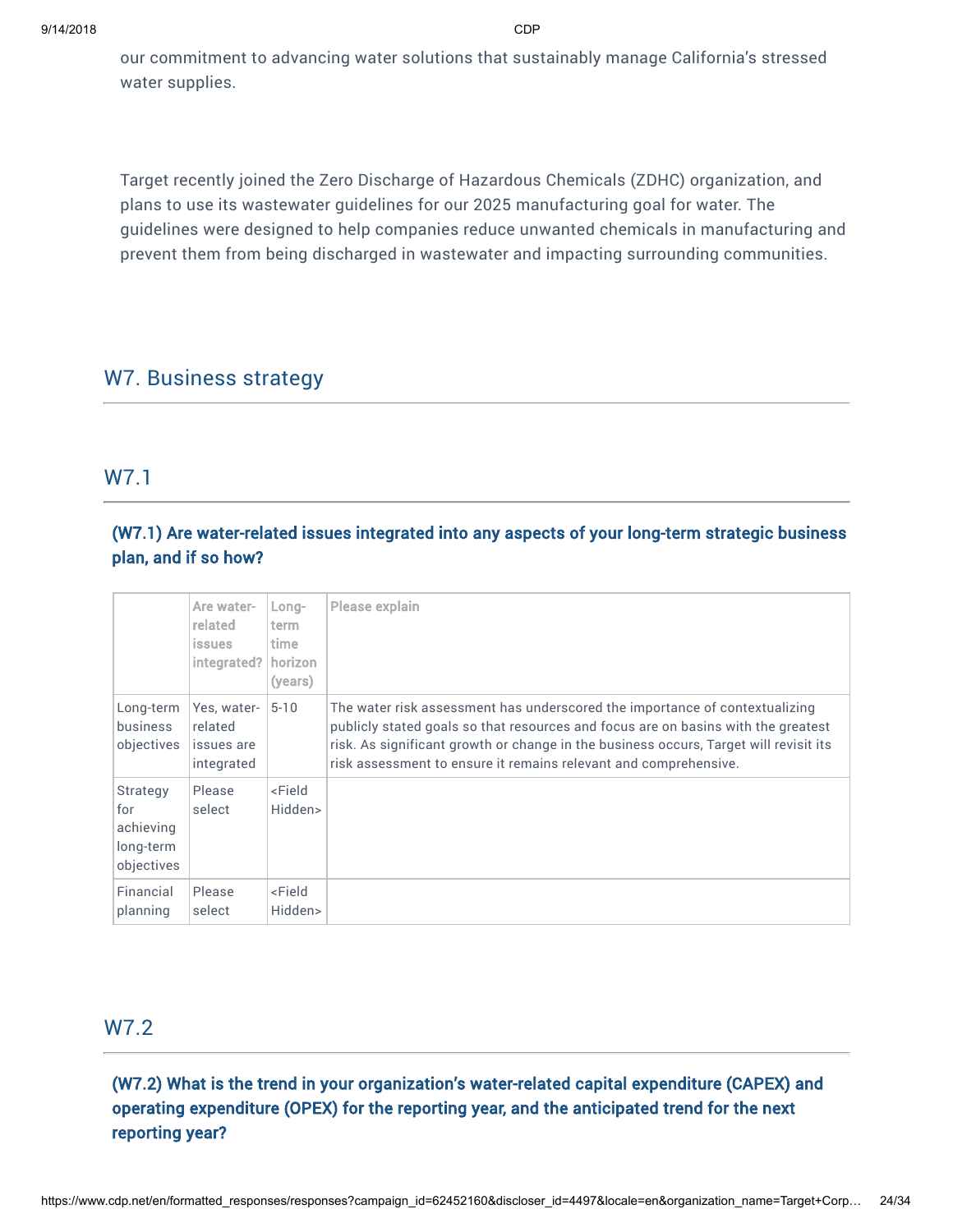our commitment to advancing water solutions that sustainably manage California's stressed water supplies.

Target recently joined the Zero Discharge of Hazardous Chemicals (ZDHC) organization, and plans to use its wastewater guidelines for our 2025 manufacturing goal for water. The guidelines were designed to help companies reduce unwanted chemicals in manufacturing and prevent them from being discharged in wastewater and impacting surrounding communities.

## W7. Business strategy

### W7.1

**(W7.1) Are water-related issues integrated into any aspects of your long-term strategic business plan, and if so how?**

| | Are water-related issues integrated? | Long-term time horizon (years) | Please explain |
|---|---|---|---|
| Long-term business objectives | Yes, water-related issues are integrated | 5-10 | The water risk assessment has underscored the importance of contextualizing publicly stated goals so that resources and focus are on basins with the greatest risk. As significant growth or change in the business occurs, Target will revisit its risk assessment to ensure it remains relevant and comprehensive. |
| Strategy for achieving long-term objectives | Please select | <Field Hidden> | |
| Financial planning | Please select | <Field Hidden> | |

### W7.2

**(W7.2) What is the trend in your organization's water-related capital expenditure (CAPEX) and operating expenditure (OPEX) for the reporting year, and the anticipated trend for the next reporting year?**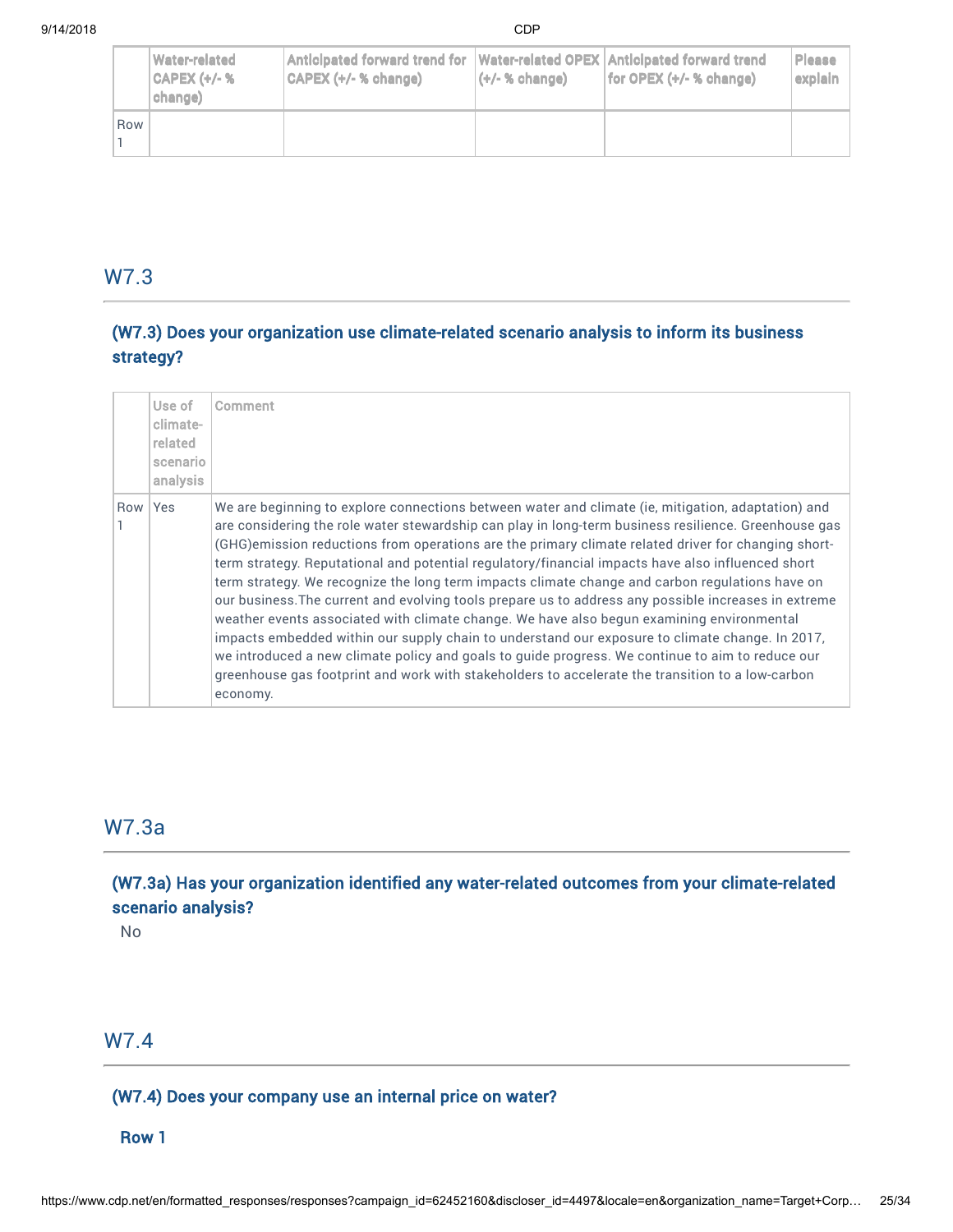| | Water-related CAPEX (+/- % change) | Anticipated forward trend for CAPEX (+/- % change) | Water-related OPEX (+/- % change) | Anticipated forward trend for OPEX (+/- % change) | Please explain |
|---|---|---|---|---|---|
| Row 1 | | | | | |

## W7.3

### (W7.3) Does your organization use climate-related scenario analysis to inform its business strategy?

| | Use of climate-related scenario analysis | Comment |
|---|---|---|
| Row 1 | Yes | We are beginning to explore connections between water and climate (ie, mitigation, adaptation) and are considering the role water stewardship can play in long-term business resilience. Greenhouse gas (GHG)emission reductions from operations are the primary climate related driver for changing short-term strategy. Reputational and potential regulatory/financial impacts have also influenced short term strategy. We recognize the long term impacts climate change and carbon regulations have on our business.The current and evolving tools prepare us to address any possible increases in extreme weather events associated with climate change. We have also begun examining environmental impacts embedded within our supply chain to understand our exposure to climate change. In 2017, we introduced a new climate policy and goals to guide progress. We continue to aim to reduce our greenhouse gas footprint and work with stakeholders to accelerate the transition to a low-carbon economy. |

## W7.3a

### (W7.3a) Has your organization identified any water-related outcomes from your climate-related scenario analysis?

No

## W7.4

### (W7.4) Does your company use an internal price on water?

**Row 1**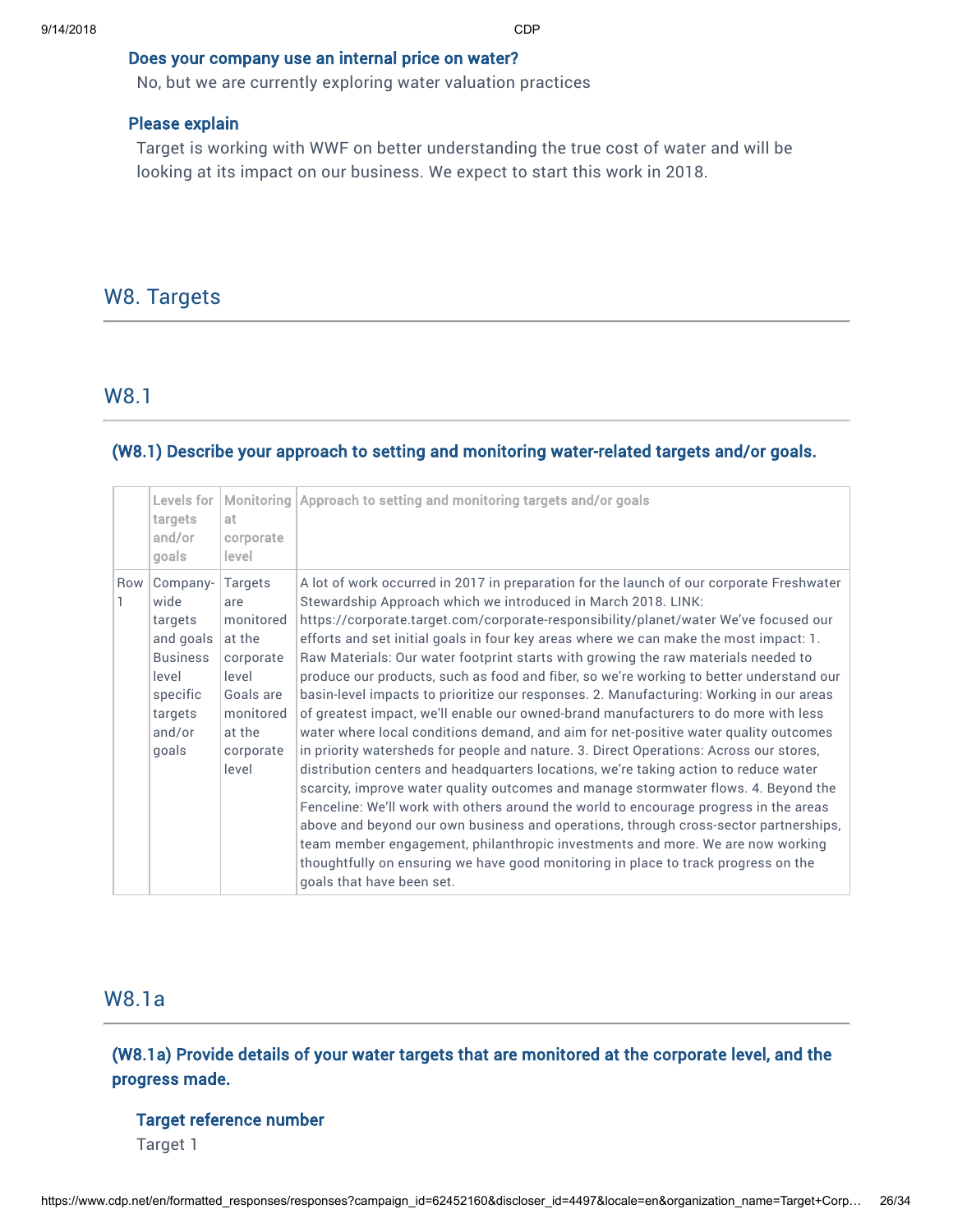### Does your company use an internal price on water?

No, but we are currently exploring water valuation practices

### Please explain

Target is working with WWF on better understanding the true cost of water and will be looking at its impact on our business. We expect to start this work in 2018.

## W8. Targets

## W8.1

### (W8.1) Describe your approach to setting and monitoring water-related targets and/or goals.

| | Levels for targets and/or goals | Monitoring at corporate level | Approach to setting and monitoring targets and/or goals |
|---|---|---|---|
| Row 1 | Company-wide targets and goals Business level specific targets and/or goals | Targets are monitored at the corporate level Goals are monitored at the corporate level | A lot of work occurred in 2017 in preparation for the launch of our corporate Freshwater Stewardship Approach which we introduced in March 2018. LINK: https://corporate.target.com/corporate-responsibility/planet/water We've focused our efforts and set initial goals in four key areas where we can make the most impact: 1. Raw Materials: Our water footprint starts with growing the raw materials needed to produce our products, such as food and fiber, so we're working to better understand our basin-level impacts to prioritize our responses. 2. Manufacturing: Working in our areas of greatest impact, we'll enable our owned-brand manufacturers to do more with less water where local conditions demand, and aim for net-positive water quality outcomes in priority watersheds for people and nature. 3. Direct Operations: Across our stores, distribution centers and headquarters locations, we're taking action to reduce water scarcity, improve water quality outcomes and manage stormwater flows. 4. Beyond the Fenceline: We'll work with others around the world to encourage progress in the areas above and beyond our own business and operations, through cross-sector partnerships, team member engagement, philanthropic investments and more. We are now working thoughtfully on ensuring we have good monitoring in place to track progress on the goals that have been set. |

## W8.1a

### (W8.1a) Provide details of your water targets that are monitored at the corporate level, and the progress made.

#### Target reference number

Target 1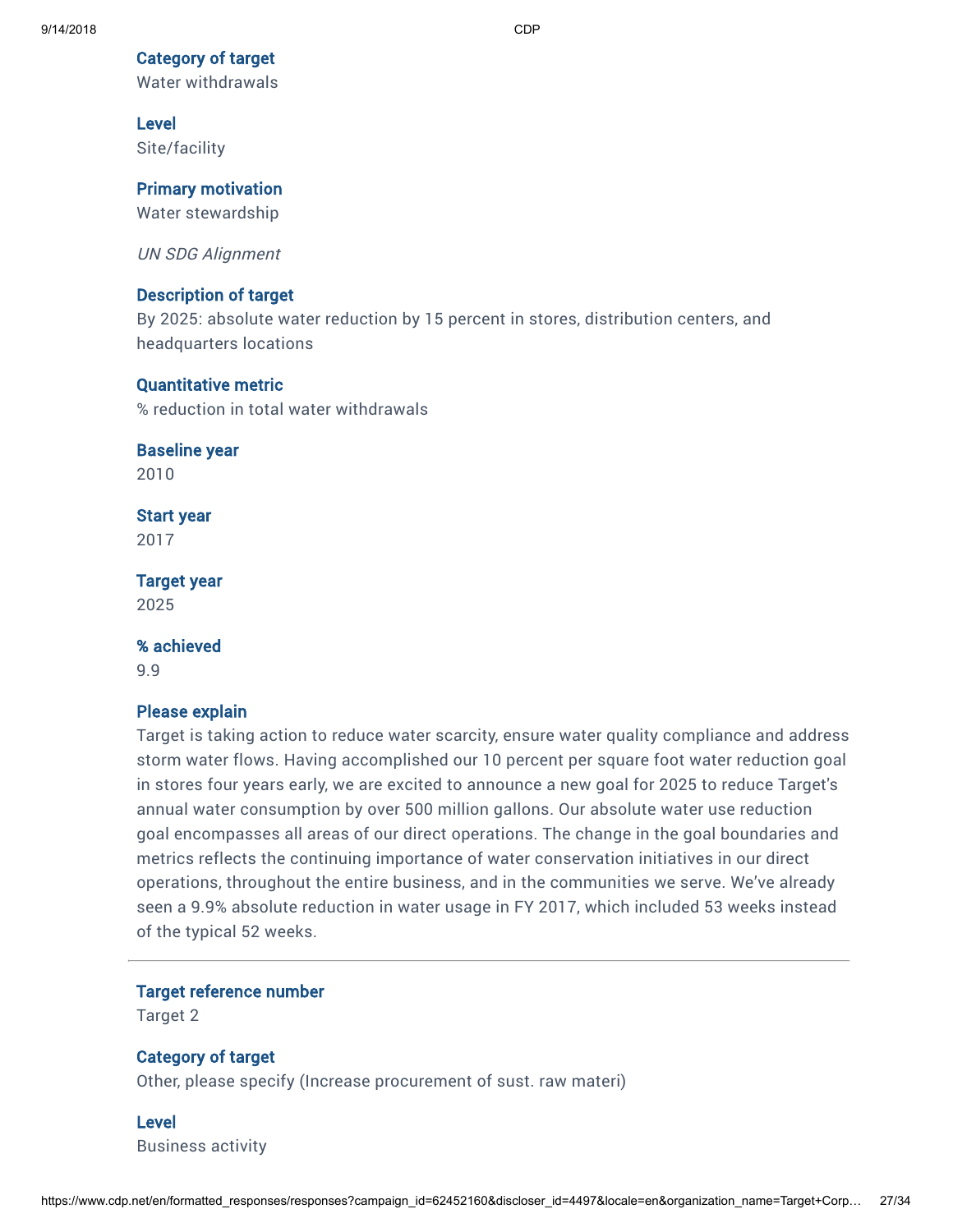**Category of target**
Water withdrawals

**Level**
Site/facility

**Primary motivation**
Water stewardship

*UN SDG Alignment*

**Description of target**
By 2025: absolute water reduction by 15 percent in stores, distribution centers, and headquarters locations

**Quantitative metric**
% reduction in total water withdrawals

**Baseline year**
2010

**Start year**
2017

**Target year**
2025

**% achieved**
9.9

**Please explain**
Target is taking action to reduce water scarcity, ensure water quality compliance and address storm water flows. Having accomplished our 10 percent per square foot water reduction goal in stores four years early, we are excited to announce a new goal for 2025 to reduce Target's annual water consumption by over 500 million gallons. Our absolute water use reduction goal encompasses all areas of our direct operations. The change in the goal boundaries and metrics reflects the continuing importance of water conservation initiatives in our direct operations, throughout the entire business, and in the communities we serve. We've already seen a 9.9% absolute reduction in water usage in FY 2017, which included 53 weeks instead of the typical 52 weeks.

---

**Target reference number**
Target 2

**Category of target**
Other, please specify (Increase procurement of sust. raw materi)

**Level**
Business activity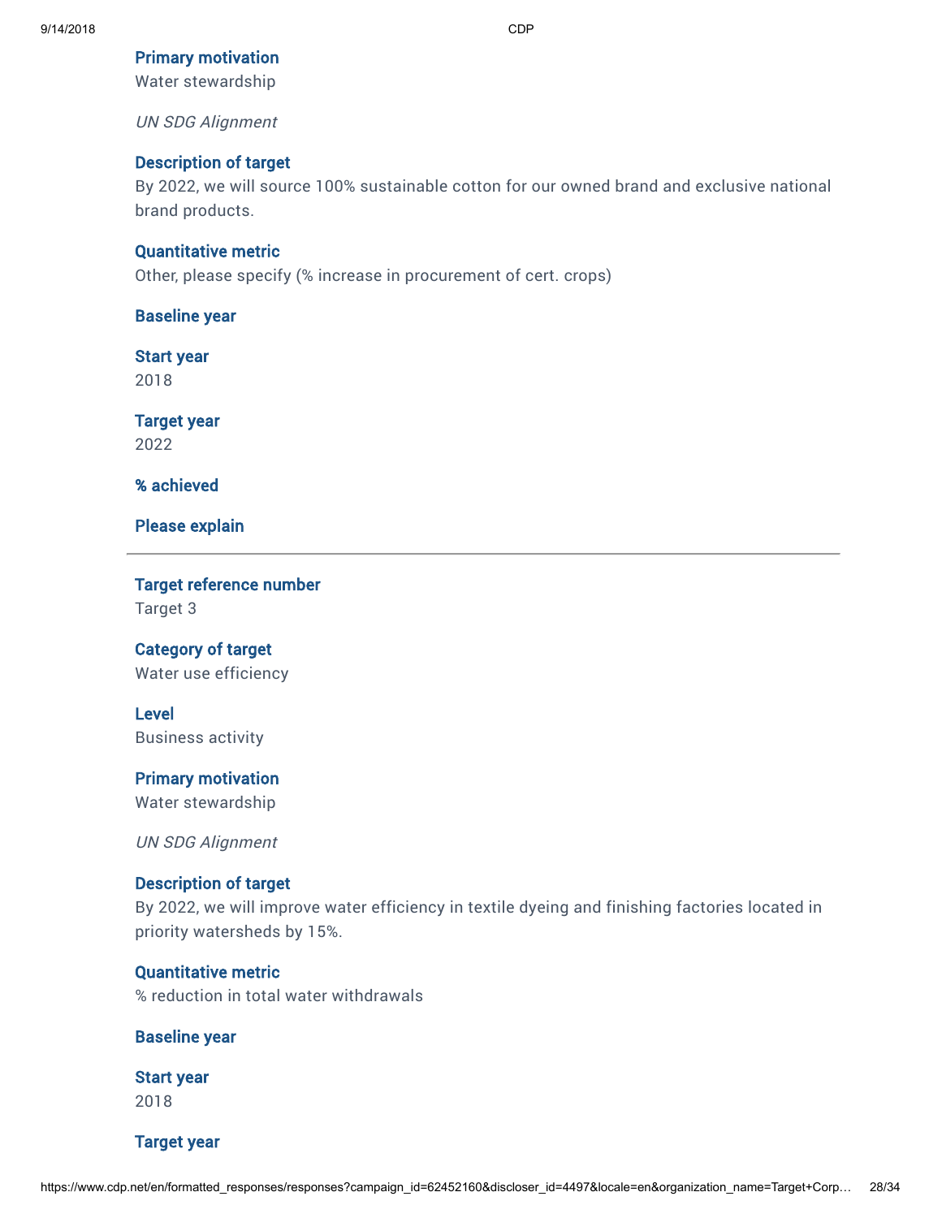**Primary motivation**
Water stewardship

*UN SDG Alignment*

**Description of target**
By 2022, we will source 100% sustainable cotton for our owned brand and exclusive national brand products.

**Quantitative metric**
Other, please specify (% increase in procurement of cert. crops)

**Baseline year**

**Start year**
2018

**Target year**
2022

**% achieved**

**Please explain**

---

**Target reference number**
Target 3

**Category of target**
Water use efficiency

**Level**
Business activity

**Primary motivation**
Water stewardship

*UN SDG Alignment*

**Description of target**
By 2022, we will improve water efficiency in textile dyeing and finishing factories located in priority watersheds by 15%.

**Quantitative metric**
% reduction in total water withdrawals

**Baseline year**

**Start year**
2018

**Target year**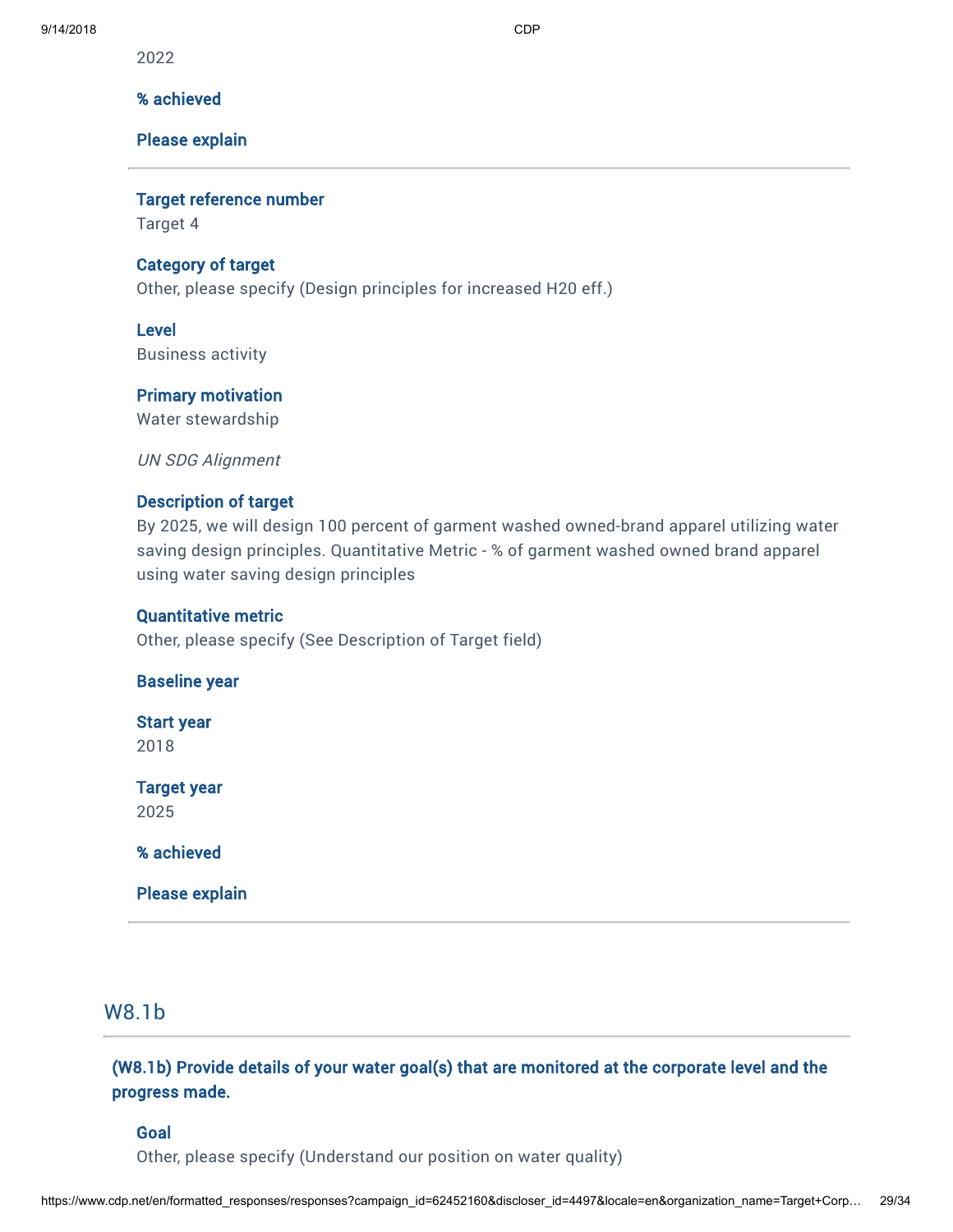2022

**% achieved**

**Please explain**

---

**Target reference number**
Target 4

**Category of target**
Other, please specify (Design principles for increased H20 eff.)

**Level**
Business activity

**Primary motivation**
Water stewardship

*UN SDG Alignment*

**Description of target**
By 2025, we will design 100 percent of garment washed owned-brand apparel utilizing water saving design principles. Quantitative Metric - % of garment washed owned brand apparel using water saving design principles

**Quantitative metric**
Other, please specify (See Description of Target field)

**Baseline year**

**Start year**
2018

**Target year**
2025

**% achieved**

**Please explain**

---

## W8.1b

**(W8.1b) Provide details of your water goal(s) that are monitored at the corporate level and the progress made.**

**Goal**
Other, please specify (Understand our position on water quality)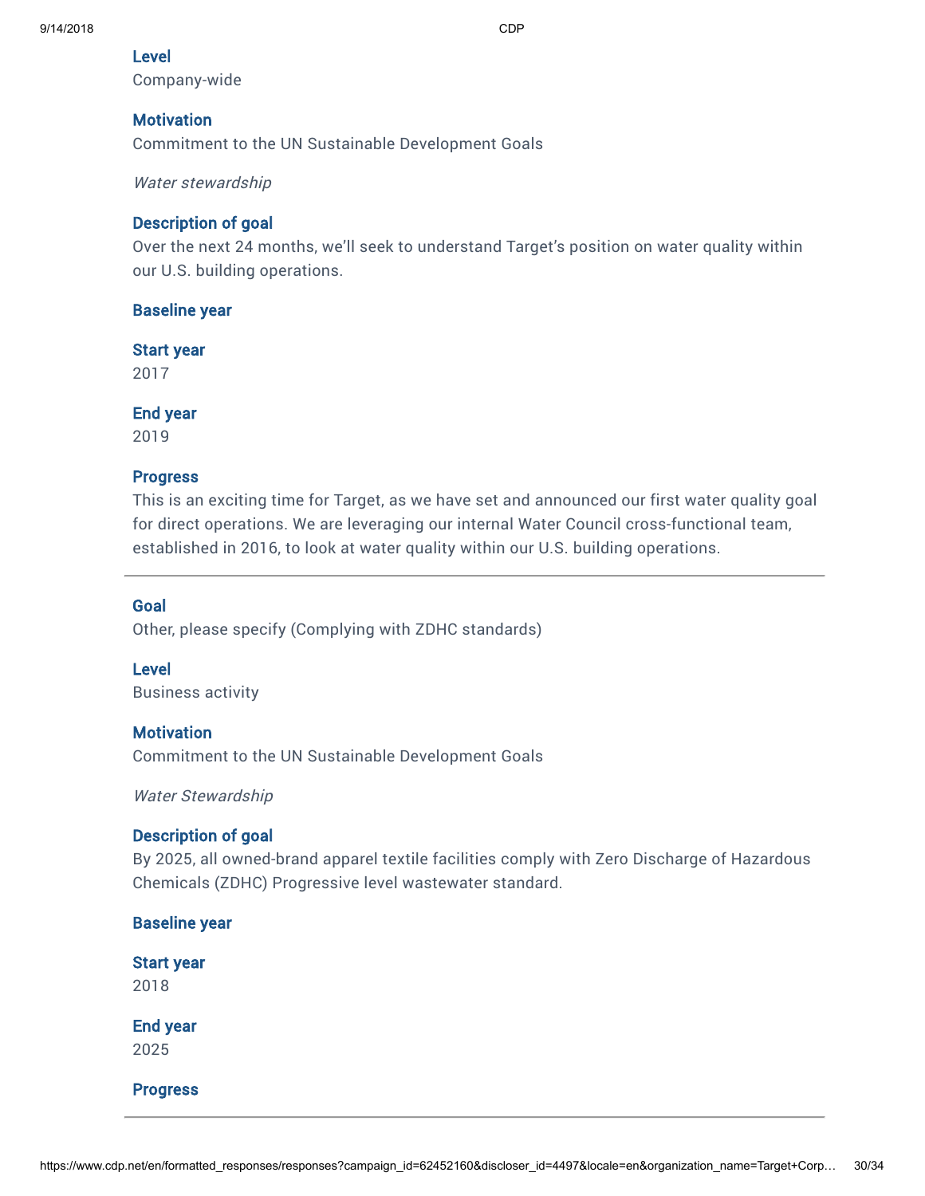**Level**
Company-wide

**Motivation**
Commitment to the UN Sustainable Development Goals

*Water stewardship*

**Description of goal**
Over the next 24 months, we'll seek to understand Target's position on water quality within our U.S. building operations.

**Baseline year**

**Start year**
2017

**End year**
2019

**Progress**
This is an exciting time for Target, as we have set and announced our first water quality goal for direct operations. We are leveraging our internal Water Council cross-functional team, established in 2016, to look at water quality within our U.S. building operations.

---

**Goal**
Other, please specify (Complying with ZDHC standards)

**Level**
Business activity

**Motivation**
Commitment to the UN Sustainable Development Goals

*Water Stewardship*

**Description of goal**
By 2025, all owned-brand apparel textile facilities comply with Zero Discharge of Hazardous Chemicals (ZDHC) Progressive level wastewater standard.

**Baseline year**

**Start year**
2018

**End year**
2025

**Progress**

---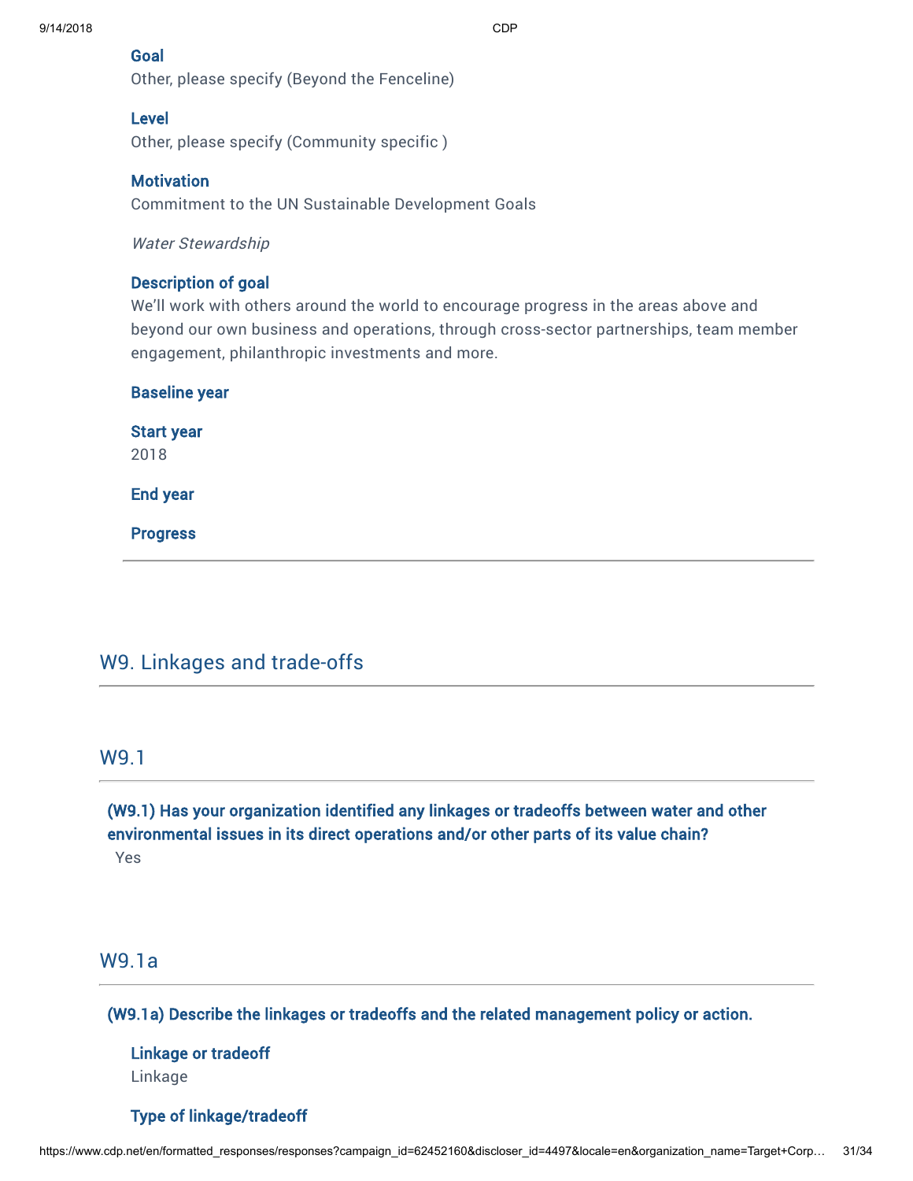**Goal**
Other, please specify (Beyond the Fenceline)

**Level**
Other, please specify (Community specific )

**Motivation**
Commitment to the UN Sustainable Development Goals

*Water Stewardship*

**Description of goal**
We'll work with others around the world to encourage progress in the areas above and beyond our own business and operations, through cross-sector partnerships, team member engagement, philanthropic investments and more.

**Baseline year**

**Start year**
2018

**End year**

**Progress**

---

## W9. Linkages and trade-offs

### W9.1

**(W9.1) Has your organization identified any linkages or tradeoffs between water and other environmental issues in its direct operations and/or other parts of its value chain?**
Yes

### W9.1a

**(W9.1a) Describe the linkages or tradeoffs and the related management policy or action.**

**Linkage or tradeoff**
Linkage

**Type of linkage/tradeoff**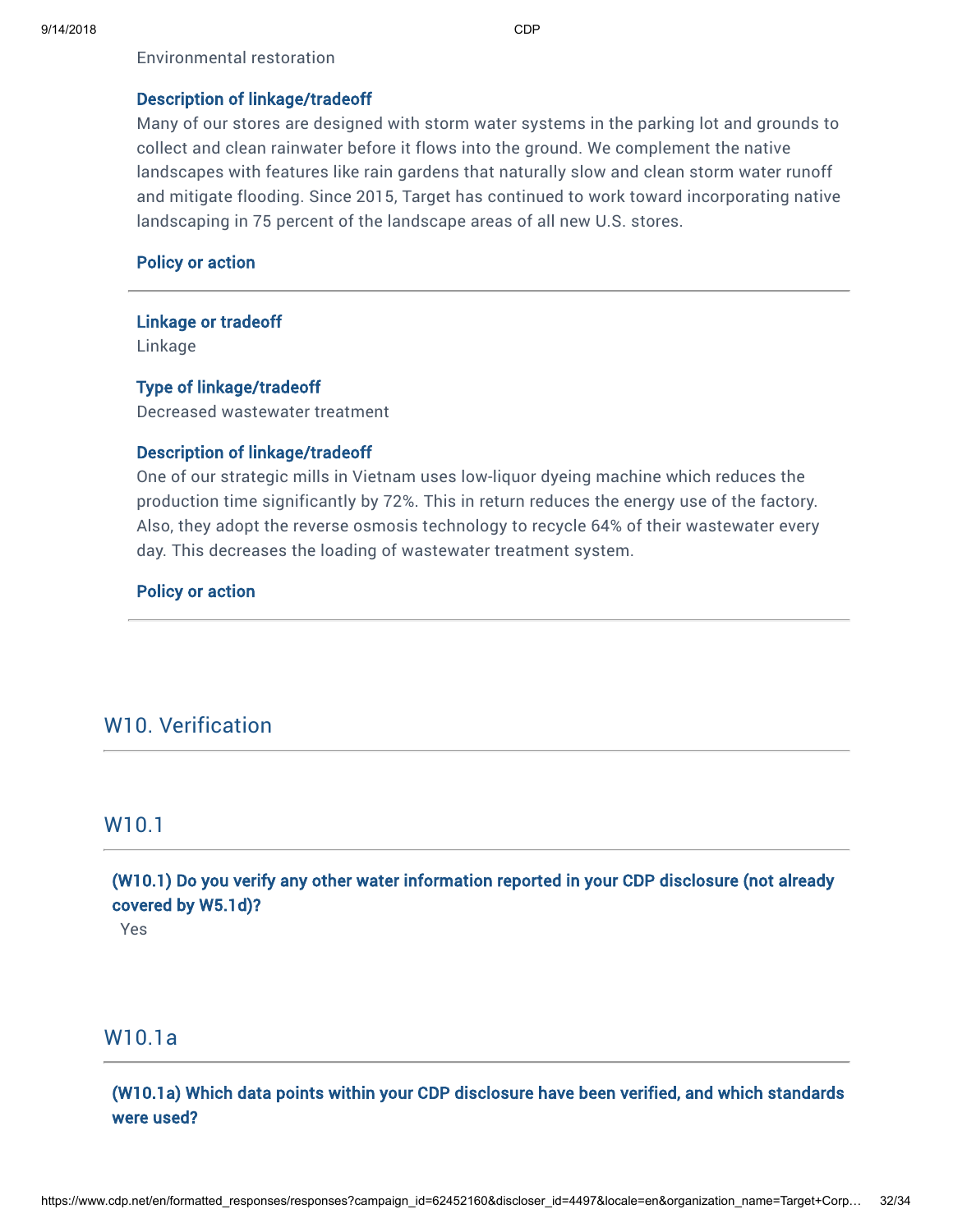Environmental restoration

### Description of linkage/tradeoff

Many of our stores are designed with storm water systems in the parking lot and grounds to collect and clean rainwater before it flows into the ground. We complement the native landscapes with features like rain gardens that naturally slow and clean storm water runoff and mitigate flooding. Since 2015, Target has continued to work toward incorporating native landscaping in 75 percent of the landscape areas of all new U.S. stores.

### Policy or action

---

### Linkage or tradeoff

Linkage

### Type of linkage/tradeoff

Decreased wastewater treatment

### Description of linkage/tradeoff

One of our strategic mills in Vietnam uses low-liquor dyeing machine which reduces the production time significantly by 72%. This in return reduces the energy use of the factory. Also, they adopt the reverse osmosis technology to recycle 64% of their wastewater every day. This decreases the loading of wastewater treatment system.

### Policy or action

---

## W10. Verification

## W10.1

**(W10.1) Do you verify any other water information reported in your CDP disclosure (not already covered by W5.1d)?**

Yes

## W10.1a

**(W10.1a) Which data points within your CDP disclosure have been verified, and which standards were used?**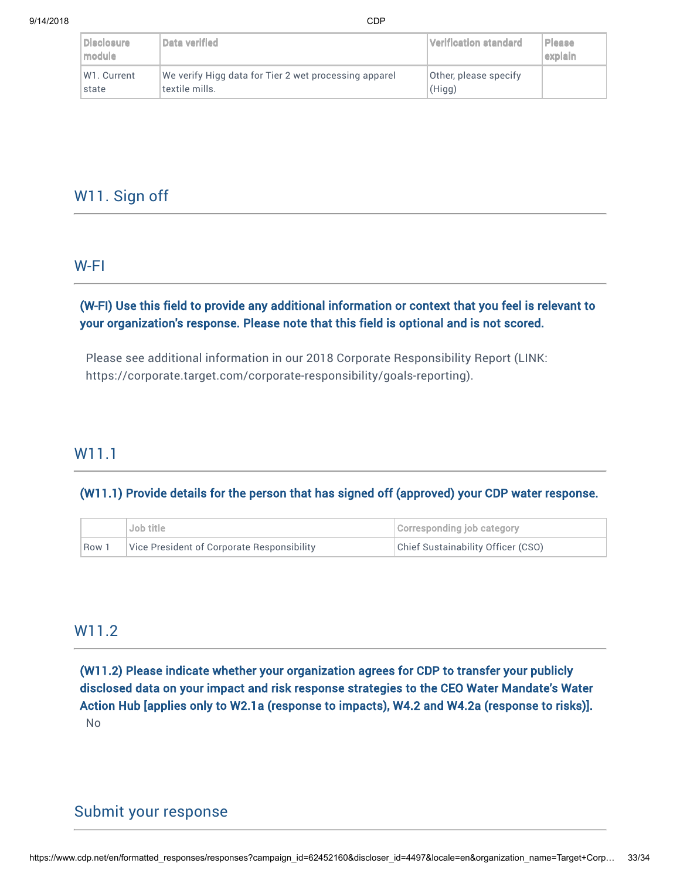| Disclosure module | Data verified | Verification standard | Please explain |
|---|---|---|---|
| W1. Current state | We verify Higg data for Tier 2 wet processing apparel textile mills. | Other, please specify (Higg) | |

## W11. Sign off

### W-FI

**(W-FI) Use this field to provide any additional information or context that you feel is relevant to your organization's response. Please note that this field is optional and is not scored.**

Please see additional information in our 2018 Corporate Responsibility Report (LINK: https://corporate.target.com/corporate-responsibility/goals-reporting).

### W11.1

**(W11.1) Provide details for the person that has signed off (approved) your CDP water response.**

| | Job title | Corresponding job category |
|---|---|---|
| Row 1 | Vice President of Corporate Responsibility | Chief Sustainability Officer (CSO) |

### W11.2

**(W11.2) Please indicate whether your organization agrees for CDP to transfer your publicly disclosed data on your impact and risk response strategies to the CEO Water Mandate's Water Action Hub [applies only to W2.1a (response to impacts), W4.2 and W4.2a (response to risks)].**

No

## Submit your response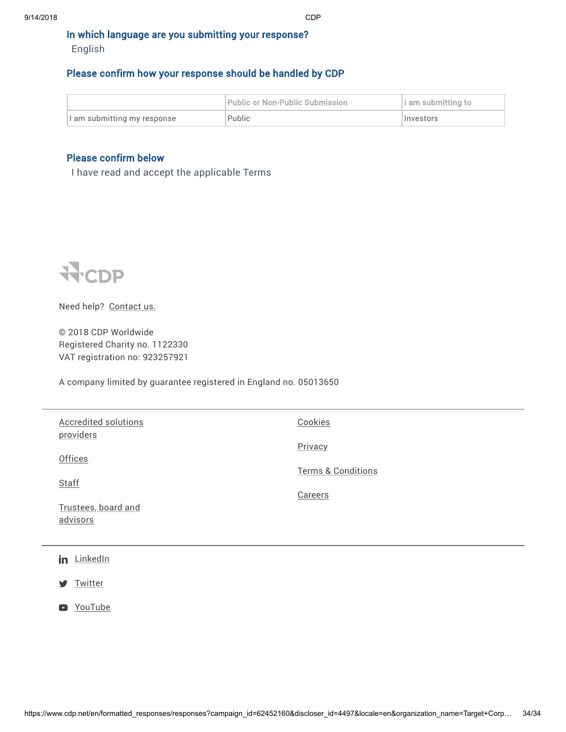### In which language are you submitting your response?

English

### Please confirm how your response should be handled by CDP

| | Public or Non-Public Submission | I am submitting to |
|---|---|---|
| I am submitting my response | Public | Investors |

### Please confirm below

I have read and accept the applicable Terms

CDP

Need help? Contact us.

© 2018 CDP Worldwide
Registered Charity no. 1122330
VAT registration no: 923257921

A company limited by guarantee registered in England no. 05013650

Accredited solutions providers

Offices

Staff

Trustees, board and advisors

Cookies

Privacy

Terms & Conditions

Careers

LinkedIn

Twitter

YouTube